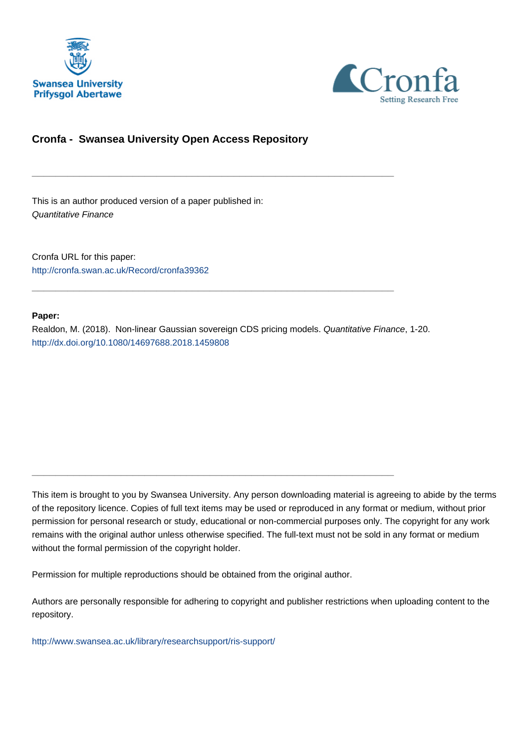# Cronfa - Swansea University Open Access Repository

---

This is an author produced version of a paper published in:
*Quantitative Finance*

Cronfa URL for this paper:
http://cronfa.swan.ac.uk/Record/cronfa39362

---

**Paper:**
Realdon, M. (2018). Non-linear Gaussian sovereign CDS pricing models. *Quantitative Finance*, 1-20.
http://dx.doi.org/10.1080/14697688.2018.1459808

---

This item is brought to you by Swansea University. Any person downloading material is agreeing to abide by the terms of the repository licence. Copies of full text items may be used or reproduced in any format or medium, without prior permission for personal research or study, educational or non-commercial purposes only. The copyright for any work remains with the original author unless otherwise specified. The full-text must not be sold in any format or medium without the formal permission of the copyright holder.

Permission for multiple reproductions should be obtained from the original author.

Authors are personally responsible for adhering to copyright and publisher restrictions when uploading content to the repository.

http://www.swansea.ac.uk/library/researchsupport/ris-support/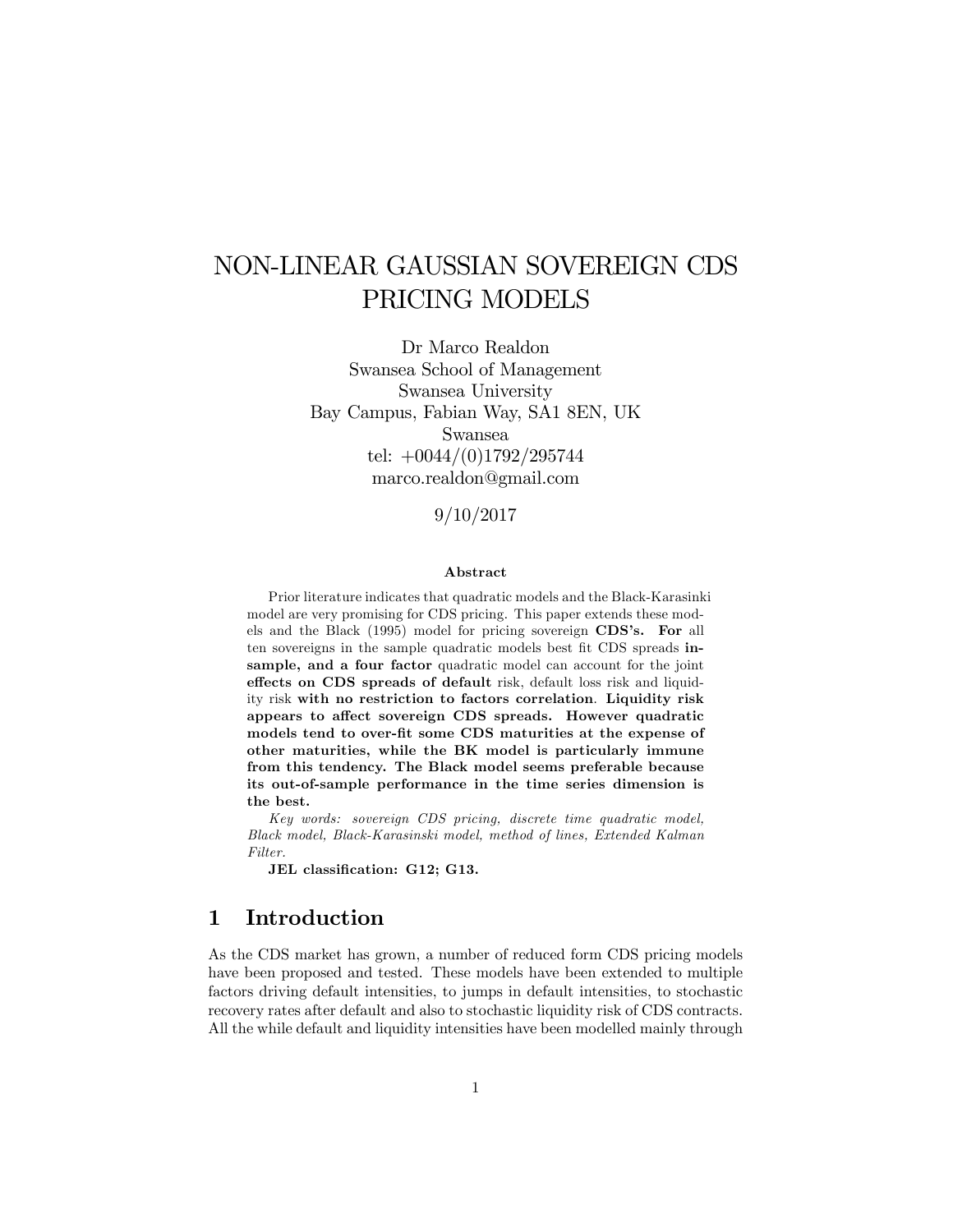# NON-LINEAR GAUSSIAN SOVEREIGN CDS PRICING MODELS

Dr Marco Realdon
Swansea School of Management
Swansea University
Bay Campus, Fabian Way, SA1 8EN, UK
Swansea
tel: +0044/(0)1792/295744
marco.realdon@gmail.com

9/10/2017

**Abstract**

Prior literature indicates that quadratic models and the Black-Karasinki model are very promising for CDS pricing. This paper extends these models and the Black (1995) model for pricing sovereign **CDS's. For** all ten sovereigns in the sample quadratic models best fit CDS spreads **in-sample, and a four factor** quadratic model can account for the joint **effects on CDS spreads of default** risk, default loss risk and liquidity risk **with no restriction to factors correlation**. **Liquidity risk appears to affect sovereign CDS spreads. However quadratic models tend to over-fit some CDS maturities at the expense of other maturities, while the BK model is particularly immune from this tendency. The Black model seems preferable because its out-of-sample performance in the time series dimension is the best.**

*Key words: sovereign CDS pricing, discrete time quadratic model, Black model, Black-Karasinski model, method of lines, Extended Kalman Filter.*

**JEL classification: G12; G13.**

## 1 Introduction

As the CDS market has grown, a number of reduced form CDS pricing models have been proposed and tested. These models have been extended to multiple factors driving default intensities, to jumps in default intensities, to stochastic recovery rates after default and also to stochastic liquidity risk of CDS contracts. All the while default and liquidity intensities have been modelled mainly through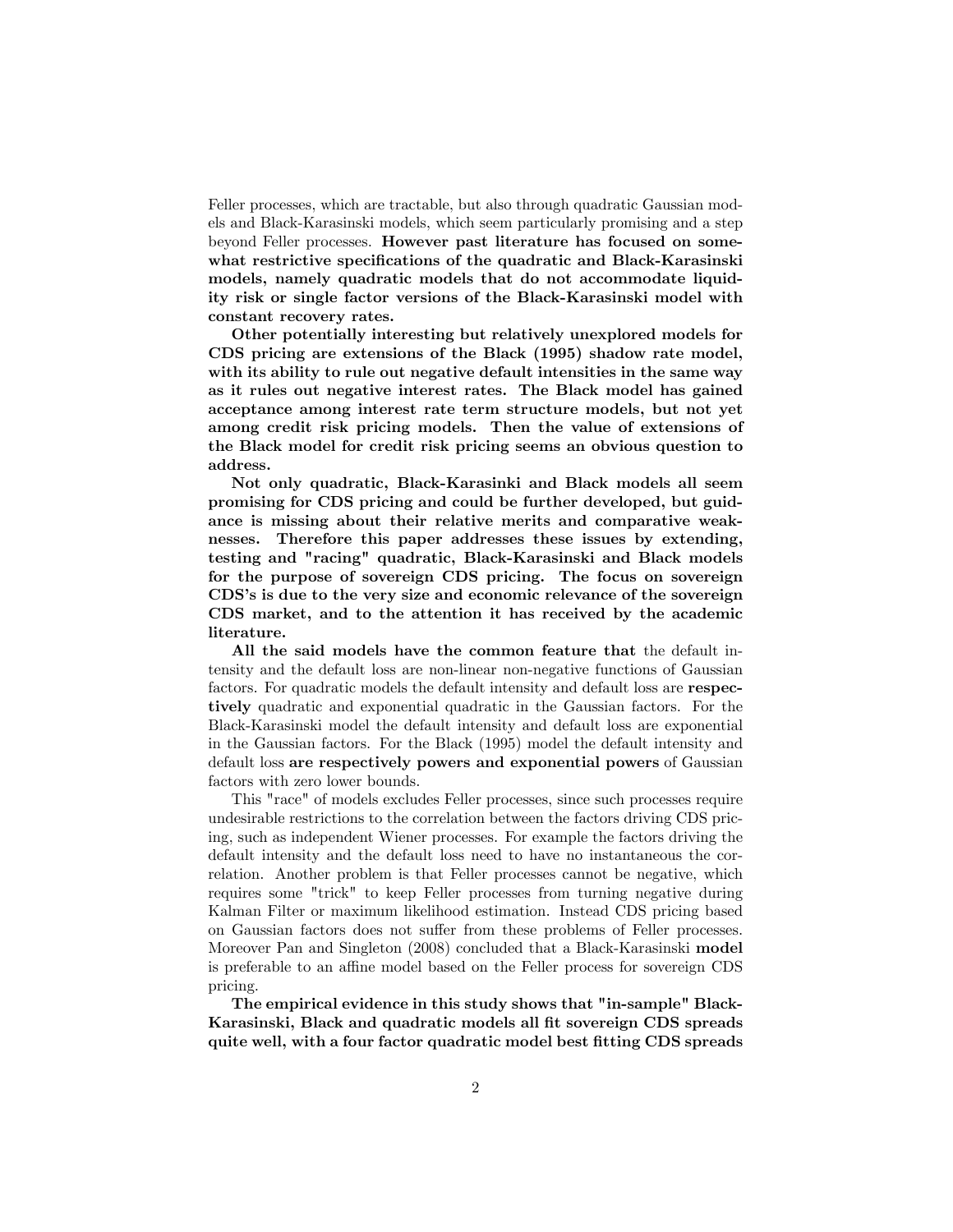Feller processes, which are tractable, but also through quadratic Gaussian models and Black-Karasinski models, which seem particularly promising and a step beyond Feller processes. **However past literature has focused on somewhat restrictive specifications of the quadratic and Black-Karasinski models, namely quadratic models that do not accommodate liquidity risk or single factor versions of the Black-Karasinski model with constant recovery rates.**

**Other potentially interesting but relatively unexplored models for CDS pricing are extensions of the Black (1995) shadow rate model, with its ability to rule out negative default intensities in the same way as it rules out negative interest rates. The Black model has gained acceptance among interest rate term structure models, but not yet among credit risk pricing models. Then the value of extensions of the Black model for credit risk pricing seems an obvious question to address.**

**Not only quadratic, Black-Karasinki and Black models all seem promising for CDS pricing and could be further developed, but guidance is missing about their relative merits and comparative weaknesses. Therefore this paper addresses these issues by extending, testing and "racing" quadratic, Black-Karasinski and Black models for the purpose of sovereign CDS pricing. The focus on sovereign CDS's is due to the very size and economic relevance of the sovereign CDS market, and to the attention it has received by the academic literature.**

**All the said models have the common feature that** the default intensity and the default loss are non-linear non-negative functions of Gaussian factors. For quadratic models the default intensity and default loss are **respectively** quadratic and exponential quadratic in the Gaussian factors. For the Black-Karasinski model the default intensity and default loss are exponential in the Gaussian factors. For the Black (1995) model the default intensity and default loss **are respectively powers and exponential powers** of Gaussian factors with zero lower bounds.

This "race" of models excludes Feller processes, since such processes require undesirable restrictions to the correlation between the factors driving CDS pricing, such as independent Wiener processes. For example the factors driving the default intensity and the default loss need to have no instantaneous the correlation. Another problem is that Feller processes cannot be negative, which requires some "trick" to keep Feller processes from turning negative during Kalman Filter or maximum likelihood estimation. Instead CDS pricing based on Gaussian factors does not suffer from these problems of Feller processes. Moreover Pan and Singleton (2008) concluded that a Black-Karasinski **model** is preferable to an affine model based on the Feller process for sovereign CDS pricing.

**The empirical evidence in this study shows that "in-sample" Black-Karasinski, Black and quadratic models all fit sovereign CDS spreads quite well, with a four factor quadratic model best fitting CDS spreads**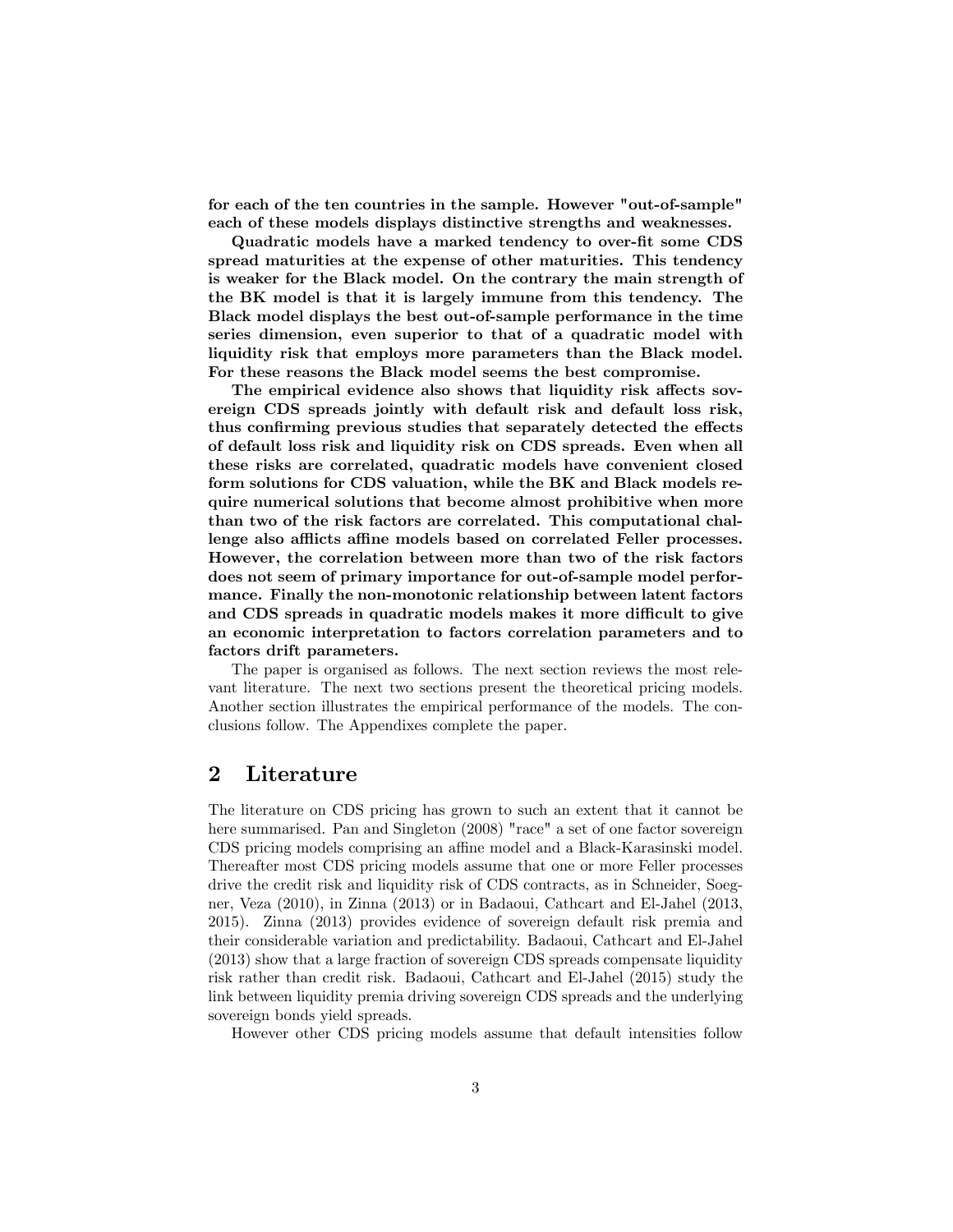**for each of the ten countries in the sample. However "out-of-sample" each of these models displays distinctive strengths and weaknesses.**

**Quadratic models have a marked tendency to over-fit some CDS spread maturities at the expense of other maturities. This tendency is weaker for the Black model. On the contrary the main strength of the BK model is that it is largely immune from this tendency. The Black model displays the best out-of-sample performance in the time series dimension, even superior to that of a quadratic model with liquidity risk that employs more parameters than the Black model. For these reasons the Black model seems the best compromise.**

**The empirical evidence also shows that liquidity risk affects sovereign CDS spreads jointly with default risk and default loss risk, thus confirming previous studies that separately detected the effects of default loss risk and liquidity risk on CDS spreads. Even when all these risks are correlated, quadratic models have convenient closed form solutions for CDS valuation, while the BK and Black models require numerical solutions that become almost prohibitive when more than two of the risk factors are correlated. This computational challenge also afflicts affine models based on correlated Feller processes. However, the correlation between more than two of the risk factors does not seem of primary importance for out-of-sample model performance. Finally the non-monotonic relationship between latent factors and CDS spreads in quadratic models makes it more difficult to give an economic interpretation to factors correlation parameters and to factors drift parameters.**

The paper is organised as follows. The next section reviews the most relevant literature. The next two sections present the theoretical pricing models. Another section illustrates the empirical performance of the models. The conclusions follow. The Appendixes complete the paper.

## 2 Literature

The literature on CDS pricing has grown to such an extent that it cannot be here summarised. Pan and Singleton (2008) "race" a set of one factor sovereign CDS pricing models comprising an affine model and a Black-Karasinski model. Thereafter most CDS pricing models assume that one or more Feller processes drive the credit risk and liquidity risk of CDS contracts, as in Schneider, Soegner, Veza (2010), in Zinna (2013) or in Badaoui, Cathcart and El-Jahel (2013, 2015). Zinna (2013) provides evidence of sovereign default risk premia and their considerable variation and predictability. Badaoui, Cathcart and El-Jahel (2013) show that a large fraction of sovereign CDS spreads compensate liquidity risk rather than credit risk. Badaoui, Cathcart and El-Jahel (2015) study the link between liquidity premia driving sovereign CDS spreads and the underlying sovereign bonds yield spreads.

However other CDS pricing models assume that default intensities follow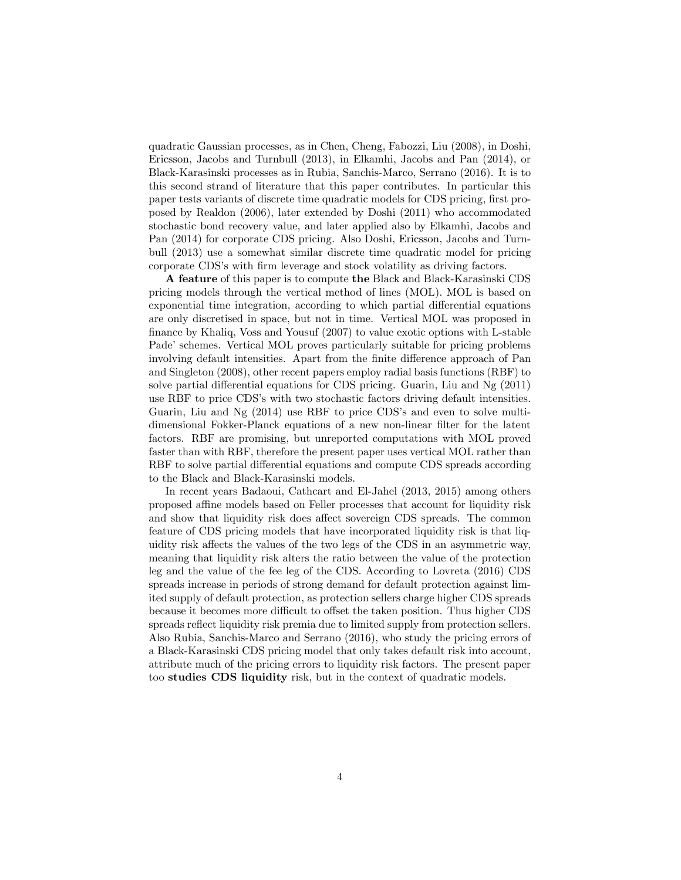quadratic Gaussian processes, as in Chen, Cheng, Fabozzi, Liu (2008), in Doshi, Ericsson, Jacobs and Turnbull (2013), in Elkamhi, Jacobs and Pan (2014), or Black-Karasinski processes as in Rubia, Sanchis-Marco, Serrano (2016). It is to this second strand of literature that this paper contributes. In particular this paper tests variants of discrete time quadratic models for CDS pricing, first proposed by Realdon (2006), later extended by Doshi (2011) who accommodated stochastic bond recovery value, and later applied also by Elkamhi, Jacobs and Pan (2014) for corporate CDS pricing. Also Doshi, Ericsson, Jacobs and Turnbull (2013) use a somewhat similar discrete time quadratic model for pricing corporate CDS's with firm leverage and stock volatility as driving factors.

**A feature** of this paper is to compute **the** Black and Black-Karasinski CDS pricing models through the vertical method of lines (MOL). MOL is based on exponential time integration, according to which partial differential equations are only discretised in space, but not in time. Vertical MOL was proposed in finance by Khaliq, Voss and Yousuf (2007) to value exotic options with L-stable Pade' schemes. Vertical MOL proves particularly suitable for pricing problems involving default intensities. Apart from the finite difference approach of Pan and Singleton (2008), other recent papers employ radial basis functions (RBF) to solve partial differential equations for CDS pricing. Guarin, Liu and Ng (2011) use RBF to price CDS's with two stochastic factors driving default intensities. Guarin, Liu and Ng (2014) use RBF to price CDS's and even to solve multi-dimensional Fokker-Planck equations of a new non-linear filter for the latent factors. RBF are promising, but unreported computations with MOL proved faster than with RBF, therefore the present paper uses vertical MOL rather than RBF to solve partial differential equations and compute CDS spreads according to the Black and Black-Karasinski models.

In recent years Badaoui, Cathcart and El-Jahel (2013, 2015) among others proposed affine models based on Feller processes that account for liquidity risk and show that liquidity risk does affect sovereign CDS spreads. The common feature of CDS pricing models that have incorporated liquidity risk is that liquidity risk affects the values of the two legs of the CDS in an asymmetric way, meaning that liquidity risk alters the ratio between the value of the protection leg and the value of the fee leg of the CDS. According to Lovreta (2016) CDS spreads increase in periods of strong demand for default protection against limited supply of default protection, as protection sellers charge higher CDS spreads because it becomes more difficult to offset the taken position. Thus higher CDS spreads reflect liquidity risk premia due to limited supply from protection sellers. Also Rubia, Sanchis-Marco and Serrano (2016), who study the pricing errors of a Black-Karasinski CDS pricing model that only takes default risk into account, attribute much of the pricing errors to liquidity risk factors. The present paper too **studies CDS liquidity** risk, but in the context of quadratic models.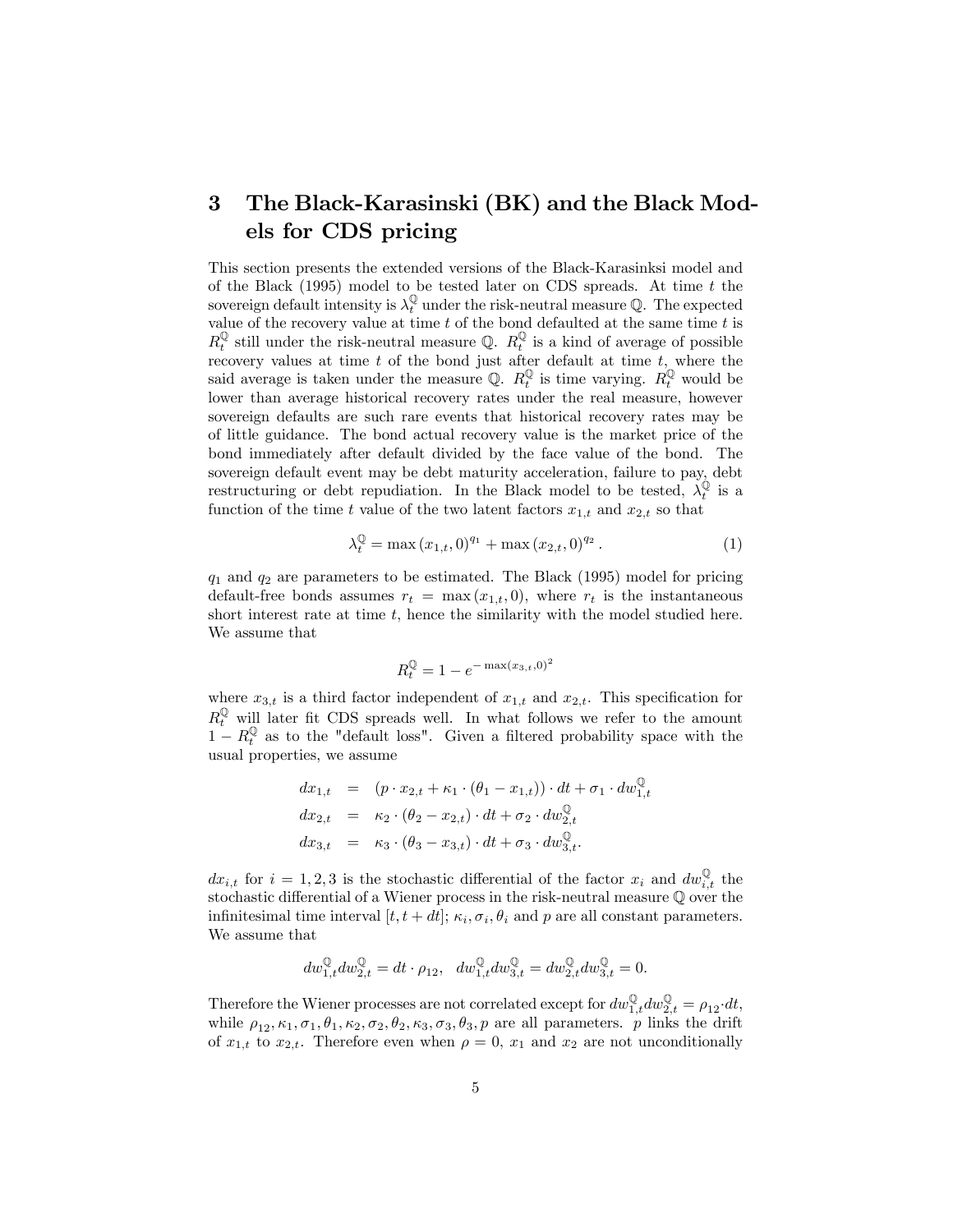# 3 The Black-Karasinski (BK) and the Black Models for CDS pricing

This section presents the extended versions of the Black-Karasinksi model and of the Black (1995) model to be tested later on CDS spreads. At time $t$ the sovereign default intensity is $\lambda_t^{\mathbb{Q}}$ under the risk-neutral measure $\mathbb{Q}$. The expected value of the recovery value at time $t$ of the bond defaulted at the same time $t$ is $R_t^{\mathbb{Q}}$ still under the risk-neutral measure $\mathbb{Q}$. $R_t^{\mathbb{Q}}$ is a kind of average of possible recovery values at time $t$ of the bond just after default at time $t$, where the said average is taken under the measure $\mathbb{Q}$. $R_t^{\mathbb{Q}}$ is time varying. $R_t^{\mathbb{Q}}$ would be lower than average historical recovery rates under the real measure, however sovereign defaults are such rare events that historical recovery rates may be of little guidance. The bond actual recovery value is the market price of the bond immediately after default divided by the face value of the bond. The sovereign default event may be debt maturity acceleration, failure to pay, debt restructuring or debt repudiation. In the Black model to be tested, $\lambda_t^{\mathbb{Q}}$ is a function of the time $t$ value of the two latent factors $x_{1,t}$ and $x_{2,t}$ so that

$$\lambda_t^{\mathbb{Q}} = \max(x_{1,t}, 0)^{q_1} + \max(x_{2,t}, 0)^{q_2}. \tag{1}$$

$q_1$ and $q_2$ are parameters to be estimated. The Black (1995) model for pricing default-free bonds assumes $r_t = \max(x_{1,t}, 0)$, where $r_t$ is the instantaneous short interest rate at time $t$, hence the similarity with the model studied here. We assume that

$$R_t^{\mathbb{Q}} = 1 - e^{-\max(x_{3,t},0)^2}$$

where $x_{3,t}$ is a third factor independent of $x_{1,t}$ and $x_{2,t}$. This specification for $R_t^{\mathbb{Q}}$ will later fit CDS spreads well. In what follows we refer to the amount $1 - R_t^{\mathbb{Q}}$ as to the "default loss". Given a filtered probability space with the usual properties, we assume

$$\begin{aligned}
dx_{1,t} &= (p \cdot x_{2,t} + \kappa_1 \cdot (\theta_1 - x_{1,t})) \cdot dt + \sigma_1 \cdot dw_{1,t}^{\mathbb{Q}} \\
dx_{2,t} &= \kappa_2 \cdot (\theta_2 - x_{2,t}) \cdot dt + \sigma_2 \cdot dw_{2,t}^{\mathbb{Q}} \\
dx_{3,t} &= \kappa_3 \cdot (\theta_3 - x_{3,t}) \cdot dt + \sigma_3 \cdot dw_{3,t}^{\mathbb{Q}}.
\end{aligned}$$

$dx_{i,t}$ for $i = 1, 2, 3$ is the stochastic differential of the factor $x_i$ and $dw_{i,t}^{\mathbb{Q}}$ the stochastic differential of a Wiener process in the risk-neutral measure $\mathbb{Q}$ over the infinitesimal time interval $[t, t + dt]$; $\kappa_i, \sigma_i, \theta_i$ and $p$ are all constant parameters. We assume that

$$dw_{1,t}^{\mathbb{Q}} dw_{2,t}^{\mathbb{Q}} = dt \cdot \rho_{12}, \quad dw_{1,t}^{\mathbb{Q}} dw_{3,t}^{\mathbb{Q}} = dw_{2,t}^{\mathbb{Q}} dw_{3,t}^{\mathbb{Q}} = 0.$$

Therefore the Wiener processes are not correlated except for $dw_{1,t}^{\mathbb{Q}} dw_{2,t}^{\mathbb{Q}} = \rho_{12} \cdot dt$, while $\rho_{12}, \kappa_1, \sigma_1, \theta_1, \kappa_2, \sigma_2, \theta_2, \kappa_3, \sigma_3, \theta_3, p$ are all parameters. $p$ links the drift of $x_{1,t}$ to $x_{2,t}$. Therefore even when $\rho = 0$, $x_1$ and $x_2$ are not unconditionally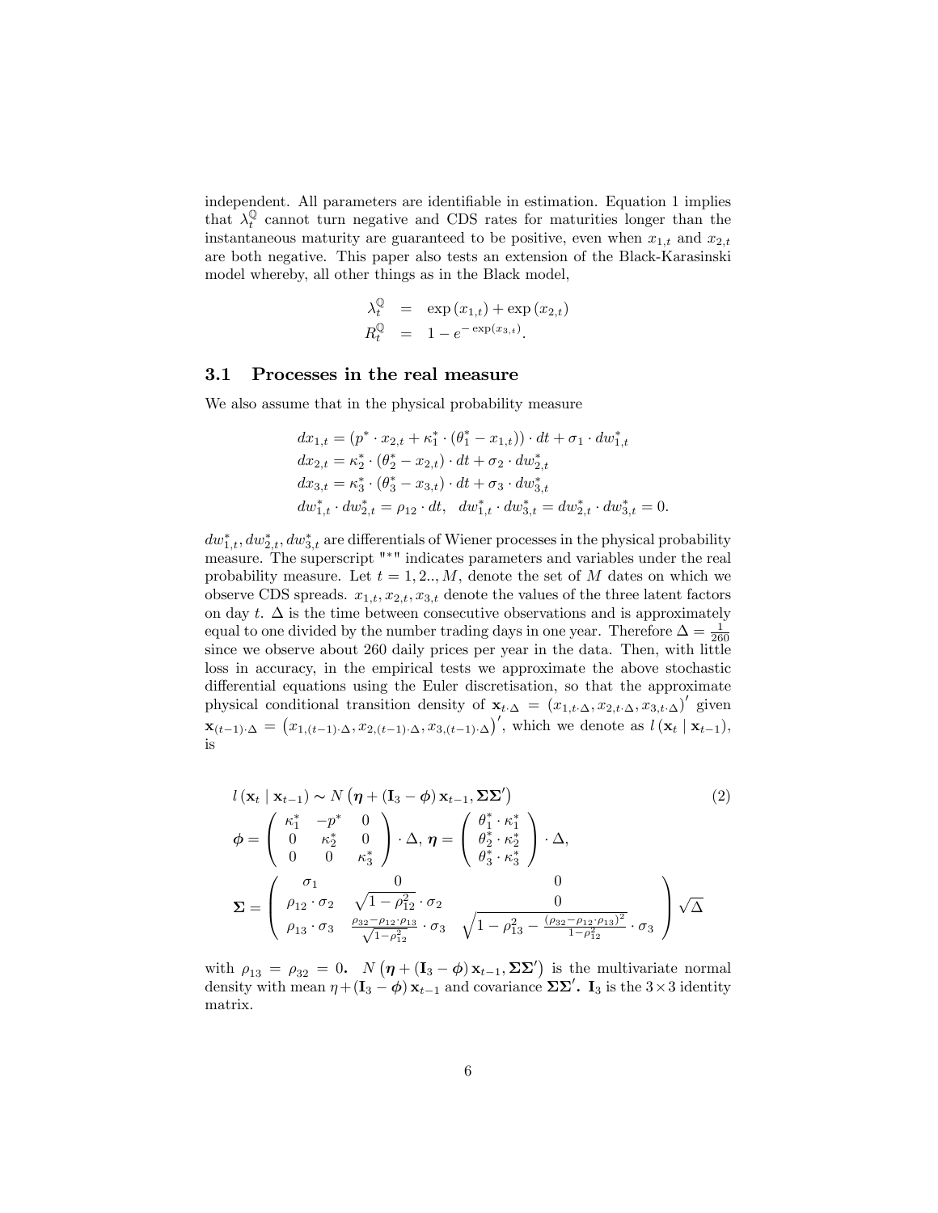independent. All parameters are identifiable in estimation. Equation 1 implies that $\lambda_t^{\mathbb{Q}}$ cannot turn negative and CDS rates for maturities longer than the instantaneous maturity are guaranteed to be positive, even when $x_{1,t}$ and $x_{2,t}$ are both negative. This paper also tests an extension of the Black-Karasinski model whereby, all other things as in the Black model,

$$
\begin{aligned}
\lambda_t^{\mathbb{Q}} &= \exp(x_{1,t}) + \exp(x_{2,t}) \\
R_t^{\mathbb{Q}} &= 1 - e^{-\exp(x_{3,t})}.
\end{aligned}
$$

## 3.1 Processes in the real measure

We also assume that in the physical probability measure

$$
\begin{aligned}
&dx_{1,t} = \left(p^* \cdot x_{2,t} + \kappa_1^* \cdot (\theta_1^* - x_{1,t})\right) \cdot dt + \sigma_1 \cdot dw_{1,t}^* \\
&dx_{2,t} = \kappa_2^* \cdot (\theta_2^* - x_{2,t}) \cdot dt + \sigma_2 \cdot dw_{2,t}^* \\
&dx_{3,t} = \kappa_3^* \cdot (\theta_3^* - x_{3,t}) \cdot dt + \sigma_3 \cdot dw_{3,t}^* \\
&dw_{1,t}^* \cdot dw_{2,t}^* = \rho_{12} \cdot dt, \quad dw_{1,t}^* \cdot dw_{3,t}^* = dw_{2,t}^* \cdot dw_{3,t}^* = 0.
\end{aligned}
$$

$dw_{1,t}^*, dw_{2,t}^*, dw_{3,t}^*$ are differentials of Wiener processes in the physical probability measure. The superscript "*" indicates parameters and variables under the real probability measure. Let $t = 1, 2.., M$, denote the set of $M$ dates on which we observe CDS spreads. $x_{1,t}, x_{2,t}, x_{3,t}$ denote the values of the three latent factors on day $t$. $\Delta$ is the time between consecutive observations and is approximately equal to one divided by the number trading days in one year. Therefore $\Delta = \frac{1}{260}$ since we observe about 260 daily prices per year in the data. Then, with little loss in accuracy, in the empirical tests we approximate the above stochastic differential equations using the Euler discretisation, so that the approximate physical conditional transition density of $\mathbf{x}_{t \cdot \Delta} = (x_{1,t\cdot\Delta}, x_{2,t\cdot\Delta}, x_{3,t\cdot\Delta})'$ given $\mathbf{x}_{(t-1)\cdot\Delta} = \left(x_{1,(t-1)\cdot\Delta}, x_{2,(t-1)\cdot\Delta}, x_{3,(t-1)\cdot\Delta}\right)'$, which we denote as $l(\mathbf{x}_t \mid \mathbf{x}_{t-1})$, is

$$
\begin{aligned}
&l(\mathbf{x}_t \mid \mathbf{x}_{t-1}) \sim N\left(\boldsymbol{\eta} + (\mathbf{I}_3 - \boldsymbol{\phi})\,\mathbf{x}_{t-1}, \boldsymbol{\Sigma}\boldsymbol{\Sigma}'\right) \qquad (2) \\
&\boldsymbol{\phi} = \begin{pmatrix} \kappa_1^* & -p^* & 0 \\ 0 & \kappa_2^* & 0 \\ 0 & 0 & \kappa_3^* \end{pmatrix} \cdot \Delta, \; \boldsymbol{\eta} = \begin{pmatrix} \theta_1^* \cdot \kappa_1^* \\ \theta_2^* \cdot \kappa_2^* \\ \theta_3^* \cdot \kappa_3^* \end{pmatrix} \cdot \Delta, \\
&\boldsymbol{\Sigma} = \begin{pmatrix} \sigma_1 & 0 & 0 \\ \rho_{12} \cdot \sigma_2 & \sqrt{1 - \rho_{12}^2} \cdot \sigma_2 & 0 \\ \rho_{13} \cdot \sigma_3 & \frac{\rho_{32} - \rho_{12} \cdot \rho_{13}}{\sqrt{1 - \rho_{12}^2}} \cdot \sigma_3 & \sqrt{1 - \rho_{13}^2 - \frac{(\rho_{32} - \rho_{12} \cdot \rho_{13})^2}{1 - \rho_{12}^2}} \cdot \sigma_3 \end{pmatrix} \sqrt{\Delta}
\end{aligned}
$$

with $\rho_{13} = \rho_{32} = 0$. $N\left(\boldsymbol{\eta} + (\mathbf{I}_3 - \boldsymbol{\phi})\,\mathbf{x}_{t-1}, \boldsymbol{\Sigma}\boldsymbol{\Sigma}'\right)$ is the multivariate normal density with mean $\eta + (\mathbf{I}_3 - \boldsymbol{\phi})\,\mathbf{x}_{t-1}$ and covariance $\boldsymbol{\Sigma}\boldsymbol{\Sigma}'$. $\mathbf{I}_3$ is the $3 \times 3$ identity matrix.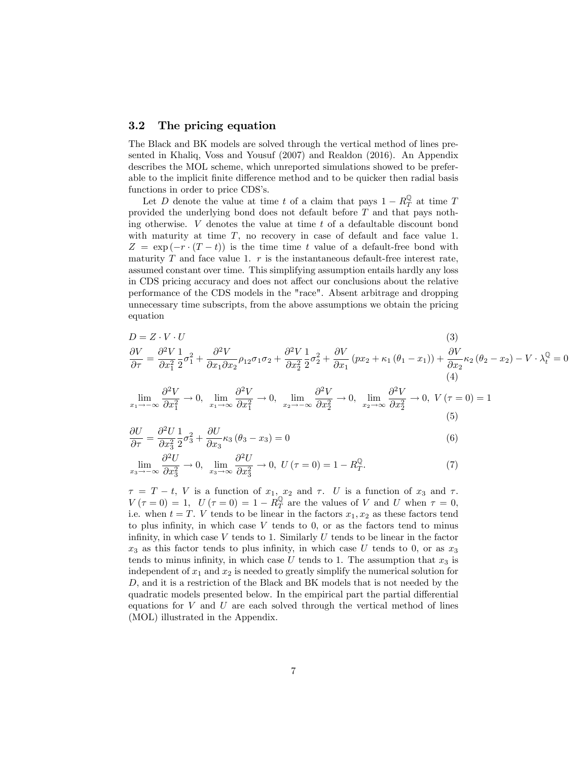### 3.2 The pricing equation

The Black and BK models are solved through the vertical method of lines presented in Khaliq, Voss and Yousuf (2007) and Realdon (2016). An Appendix describes the MOL scheme, which unreported simulations showed to be preferable to the implicit finite difference method and to be quicker then radial basis functions in order to price CDS's.

Let $D$ denote the value at time $t$ of a claim that pays $1 - R_T^{\mathbb{Q}}$ at time $T$ provided the underlying bond does not default before $T$ and that pays nothing otherwise. $V$ denotes the value at time $t$ of a defaultable discount bond with maturity at time $T$, no recovery in case of default and face value 1. $Z = \exp(-r \cdot (T-t))$ is the time time $t$ value of a default-free bond with maturity $T$ and face value 1. $r$ is the instantaneous default-free interest rate, assumed constant over time. This simplifying assumption entails hardly any loss in CDS pricing accuracy and does not affect our conclusions about the relative performance of the CDS models in the "race". Absent arbitrage and dropping unnecessary time subscripts, from the above assumptions we obtain the pricing equation

$$D = Z \cdot V \cdot U \tag{3}$$

$$\frac{\partial V}{\partial \tau} = \frac{\partial^2 V}{\partial x_1^2}\frac{1}{2}\sigma_1^2 + \frac{\partial^2 V}{\partial x_1 \partial x_2}\rho_{12}\sigma_1\sigma_2 + \frac{\partial^2 V}{\partial x_2^2}\frac{1}{2}\sigma_2^2 + \frac{\partial V}{\partial x_1}\left(px_2 + \kappa_1(\theta_1 - x_1)\right) + \frac{\partial V}{\partial x_2}\kappa_2(\theta_2 - x_2) - V \cdot \lambda_t^{\mathbb{Q}} = 0 \tag{4}$$

$$\lim_{x_1 \to -\infty}\frac{\partial^2 V}{\partial x_1^2} \to 0,\ \lim_{x_1 \to \infty}\frac{\partial^2 V}{\partial x_1^2} \to 0,\ \lim_{x_2 \to -\infty}\frac{\partial^2 V}{\partial x_2^2} \to 0,\ \lim_{x_2 \to \infty}\frac{\partial^2 V}{\partial x_2^2} \to 0,\ V(\tau = 0) = 1 \tag{5}$$

$$\frac{\partial U}{\partial \tau} = \frac{\partial^2 U}{\partial x_3^2}\frac{1}{2}\sigma_3^2 + \frac{\partial U}{\partial x_3}\kappa_3(\theta_3 - x_3) = 0 \tag{6}$$

$$\lim_{x_3 \to -\infty}\frac{\partial^2 U}{\partial x_3^2} \to 0,\ \lim_{x_3 \to \infty}\frac{\partial^2 U}{\partial x_3^2} \to 0,\ U(\tau = 0) = 1 - R_T^{\mathbb{Q}}. \tag{7}$$

$\tau = T - t$, $V$ is a function of $x_1$, $x_2$ and $\tau$. $U$ is a function of $x_3$ and $\tau$. $V(\tau = 0) = 1$, $U(\tau = 0) = 1 - R_T^{\mathbb{Q}}$ are the values of $V$ and $U$ when $\tau = 0$, i.e. when $t = T$. $V$ tends to be linear in the factors $x_1, x_2$ as these factors tend to plus infinity, in which case $V$ tends to 0, or as the factors tend to minus infinity, in which case $V$ tends to 1. Similarly $U$ tends to be linear in the factor $x_3$ as this factor tends to plus infinity, in which case $U$ tends to 0, or as $x_3$ tends to minus infinity, in which case $U$ tends to 1. The assumption that $x_3$ is independent of $x_1$ and $x_2$ is needed to greatly simplify the numerical solution for $D$, and it is a restriction of the Black and BK models that is not needed by the quadratic models presented below. In the empirical part the partial differential equations for $V$ and $U$ are each solved through the vertical method of lines (MOL) illustrated in the Appendix.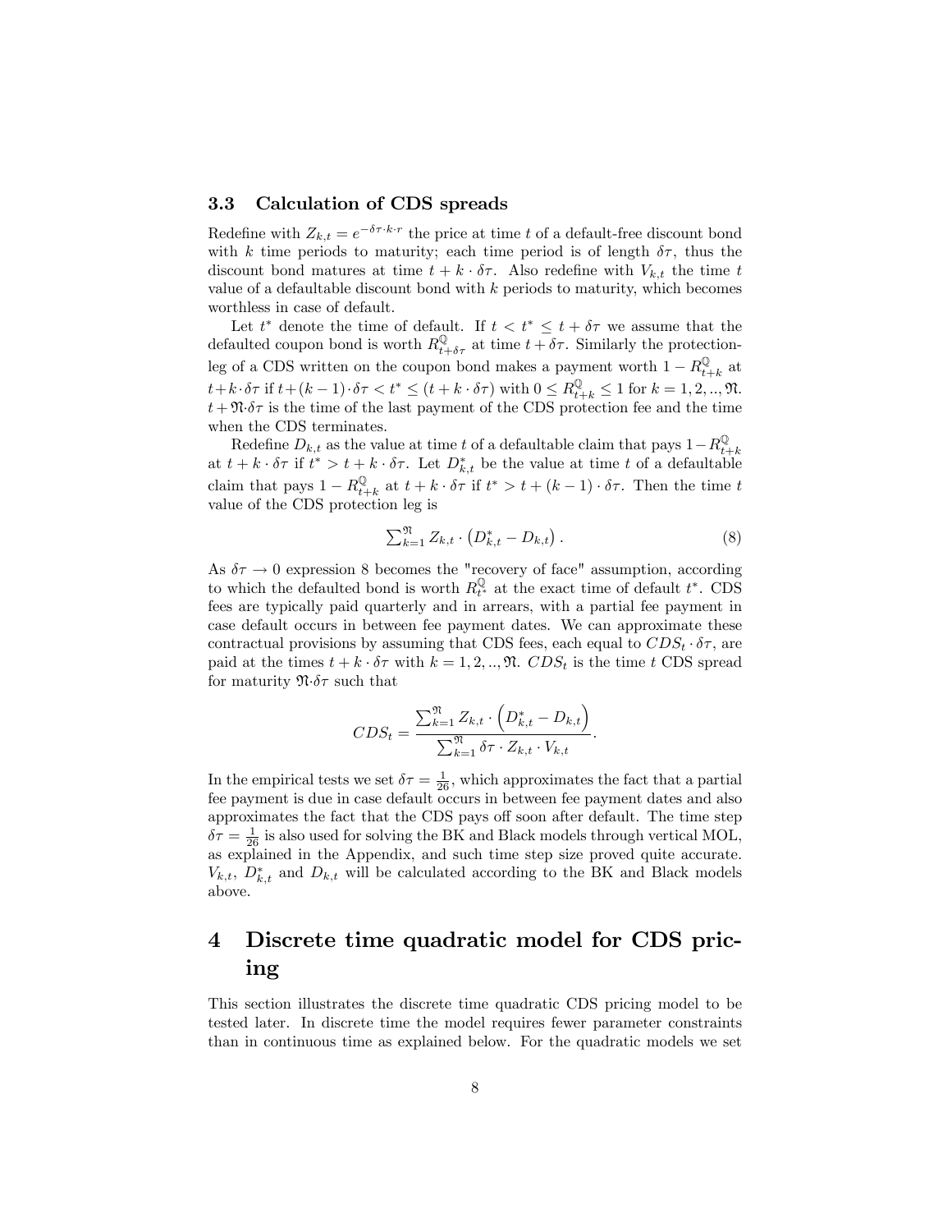### 3.3 Calculation of CDS spreads

Redefine with $Z_{k,t} = e^{-\delta\tau \cdot k \cdot r}$ the price at time $t$ of a default-free discount bond with $k$ time periods to maturity; each time period is of length $\delta\tau$, thus the discount bond matures at time $t + k \cdot \delta\tau$. Also redefine with $V_{k,t}$ the time $t$ value of a defaultable discount bond with $k$ periods to maturity, which becomes worthless in case of default.

Let $t^*$ denote the time of default. If $t < t^* \leq t + \delta\tau$ we assume that the defaulted coupon bond is worth $R^{\mathbb{Q}}_{t+\delta\tau}$ at time $t + \delta\tau$. Similarly the protection-leg of a CDS written on the coupon bond makes a payment worth $1 - R^{\mathbb{Q}}_{t+k}$ at $t + k \cdot \delta\tau$ if $t + (k-1) \cdot \delta\tau < t^* \leq (t + k \cdot \delta\tau)$ with $0 \leq R^{\mathbb{Q}}_{t+k} \leq 1$ for $k = 1, 2, .., \mathfrak{N}$. $t + \mathfrak{N} \cdot \delta\tau$ is the time of the last payment of the CDS protection fee and the time when the CDS terminates.

Redefine $D_{k,t}$ as the value at time $t$ of a defaultable claim that pays $1 - R^{\mathbb{Q}}_{t+k}$ at $t + k \cdot \delta\tau$ if $t^* > t + k \cdot \delta\tau$. Let $D^*_{k,t}$ be the value at time $t$ of a defaultable claim that pays $1 - R^{\mathbb{Q}}_{t+k}$ at $t + k \cdot \delta\tau$ if $t^* > t + (k-1) \cdot \delta\tau$. Then the time $t$ value of the CDS protection leg is

$$\textstyle\sum_{k=1}^{\mathfrak{N}} Z_{k,t} \cdot \left(D^*_{k,t} - D_{k,t}\right). \tag{8}$$

As $\delta\tau \to 0$ expression 8 becomes the "recovery of face" assumption, according to which the defaulted bond is worth $R^{\mathbb{Q}}_{t^*}$ at the exact time of default $t^*$. CDS fees are typically paid quarterly and in arrears, with a partial fee payment in case default occurs in between fee payment dates. We can approximate these contractual provisions by assuming that CDS fees, each equal to $CDS_t \cdot \delta\tau$, are paid at the times $t + k \cdot \delta\tau$ with $k = 1, 2, .., \mathfrak{N}$. $CDS_t$ is the time $t$ CDS spread for maturity $\mathfrak{N} \cdot \delta\tau$ such that

$$CDS_t = \frac{\sum_{k=1}^{\mathfrak{N}} Z_{k,t} \cdot \left(D^*_{k,t} - D_{k,t}\right)}{\sum_{k=1}^{\mathfrak{N}} \delta\tau \cdot Z_{k,t} \cdot V_{k,t}}.$$

In the empirical tests we set $\delta\tau = \frac{1}{26}$, which approximates the fact that a partial fee payment is due in case default occurs in between fee payment dates and also approximates the fact that the CDS pays off soon after default. The time step $\delta\tau = \frac{1}{26}$ is also used for solving the BK and Black models through vertical MOL, as explained in the Appendix, and such time step size proved quite accurate. $V_{k,t}$, $D^*_{k,t}$ and $D_{k,t}$ will be calculated according to the BK and Black models above.

# 4 Discrete time quadratic model for CDS pricing

This section illustrates the discrete time quadratic CDS pricing model to be tested later. In discrete time the model requires fewer parameter constraints than in continuous time as explained below. For the quadratic models we set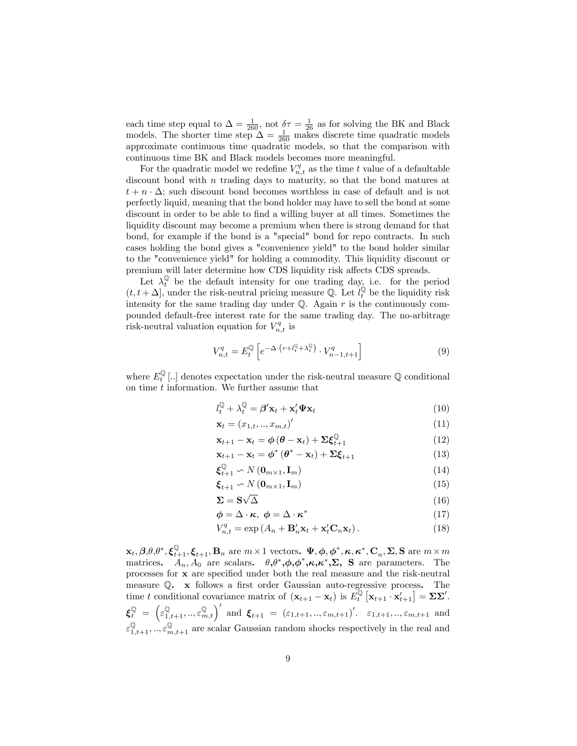each time step equal to $\Delta = \frac{1}{260}$, not $\delta\tau = \frac{1}{26}$ as for solving the BK and Black models. The shorter time step $\Delta = \frac{1}{260}$ makes discrete time quadratic models approximate continuous time quadratic models, so that the comparison with continuous time BK and Black models becomes more meaningful.

For the quadratic model we redefine $V_{n,t}^{q}$ as the time $t$ value of a defaultable discount bond with $n$ trading days to maturity, so that the bond matures at $t + n \cdot \Delta$; such discount bond becomes worthless in case of default and is not perfectly liquid, meaning that the bond holder may have to sell the bond at some discount in order to be able to find a willing buyer at all times. Sometimes the liquidity discount may become a premium when there is strong demand for that bond, for example if the bond is a "special" bond for repo contracts. In such cases holding the bond gives a "convenience yield" to the bond holder similar to the "convenience yield" for holding a commodity. This liquidity discount or premium will later determine how CDS liquidity risk affects CDS spreads.

Let $\lambda_t^{\mathbb{Q}}$ be the default intensity for one trading day, i.e. for the period $(t, t+\Delta]$, under the risk-neutral pricing measure $\mathbb{Q}$. Let $l_t^{\mathbb{Q}}$ be the liquidity risk intensity for the same trading day under $\mathbb{Q}$. Again $r$ is the continuously compounded default-free interest rate for the same trading day. The no-arbitrage risk-neutral valuation equation for $V_{n,t}^{q}$ is

$$V_{n,t}^{q} = E_t^{\mathbb{Q}}\left[e^{-\Delta\cdot\left(r+l_t^{\mathbb{Q}}+\lambda_t^{\mathbb{Q}}\right)}\cdot V_{n-1,t+1}^{q}\right] \tag{9}$$

where $E_t^{\mathbb{Q}}[..]$ denotes expectation under the risk-neutral measure $\mathbb{Q}$ conditional on time $t$ information. We further assume that

$$l_t^{\mathbb{Q}} + \lambda_t^{\mathbb{Q}} = \boldsymbol{\beta}'\mathbf{x}_t + \mathbf{x}_t'\boldsymbol{\Psi}\mathbf{x}_t \tag{10}$$

$$\mathbf{x}_t = (x_{1,t}, .., x_{m,t})' \tag{11}$$

$$\mathbf{x}_{t+1} - \mathbf{x}_t = \boldsymbol{\phi}(\boldsymbol{\theta} - \mathbf{x}_t) + \boldsymbol{\Sigma}\boldsymbol{\xi}_{t+1}^{\mathbb{Q}} \tag{12}$$

$$\mathbf{x}_{t+1} - \mathbf{x}_t = \boldsymbol{\phi}^*(\boldsymbol{\theta}^* - \mathbf{x}_t) + \boldsymbol{\Sigma}\boldsymbol{\xi}_{t+1} \tag{13}$$

$$\boldsymbol{\xi}_{t+1}^{\mathbb{Q}} \backsim N(\mathbf{0}_{m\times 1}, \mathbf{I}_m) \tag{14}$$

$$\boldsymbol{\xi}_{t+1} \backsim N(\mathbf{0}_{m\times 1}, \mathbf{I}_m) \tag{15}$$

$$\boldsymbol{\Sigma} = \mathbf{S}\sqrt{\Delta} \tag{16}$$

$$\boldsymbol{\phi} = \Delta\cdot\boldsymbol{\kappa},\ \boldsymbol{\phi} = \Delta\cdot\boldsymbol{\kappa}^* \tag{17}$$

$$V_{n,t}^{q} = \exp\left(A_n + \mathbf{B}_n'\mathbf{x}_t + \mathbf{x}_t'\mathbf{C}_n\mathbf{x}_t\right). \tag{18}$$

$\mathbf{x}_t, \boldsymbol{\beta}, \theta, \theta^*, \boldsymbol{\xi}_{t+1}^{\mathbb{Q}}, \boldsymbol{\xi}_{t+1}, \mathbf{B}_n$ are $m\times 1$ vectors. $\boldsymbol{\Psi}, \boldsymbol{\phi}, \boldsymbol{\phi}^*, \boldsymbol{\kappa}, \boldsymbol{\kappa}^*, \mathbf{C}_n, \boldsymbol{\Sigma}, \mathbf{S}$ are $m\times m$ matrices. $A_n, A_0$ are scalars. $\theta, \theta^*, \boldsymbol{\phi}, \boldsymbol{\phi}^*, \boldsymbol{\kappa}, \boldsymbol{\kappa}^*, \boldsymbol{\Sigma}$, $\mathbf{S}$ are parameters. The processes for $\mathbf{x}$ are specified under both the real measure and the risk-neutral measure $\mathbb{Q}$. $\mathbf{x}$ follows a first order Gaussian auto-regressive process. The time $t$ conditional covariance matrix of $(\mathbf{x}_{t+1} - \mathbf{x}_t)$ is $E_t^{\mathbb{Q}}\left[\mathbf{x}_{t+1}\cdot\mathbf{x}_{t+1}'\right] = \boldsymbol{\Sigma}\boldsymbol{\Sigma}'$. $\boldsymbol{\xi}_t^{\mathbb{Q}} = \left(\varepsilon_{1,t+1}^{\mathbb{Q}}, .., \varepsilon_{m,t}^{\mathbb{Q}}\right)'$ and $\boldsymbol{\xi}_{t+1} = (\varepsilon_{1,t+1}, .., \varepsilon_{m,t+1})'$. $\varepsilon_{1,t+1}, .., \varepsilon_{m,t+1}$ and $\varepsilon_{1,t+1}^{\mathbb{Q}}, .., \varepsilon_{m,t+1}^{\mathbb{Q}}$ are scalar Gaussian random shocks respectively in the real and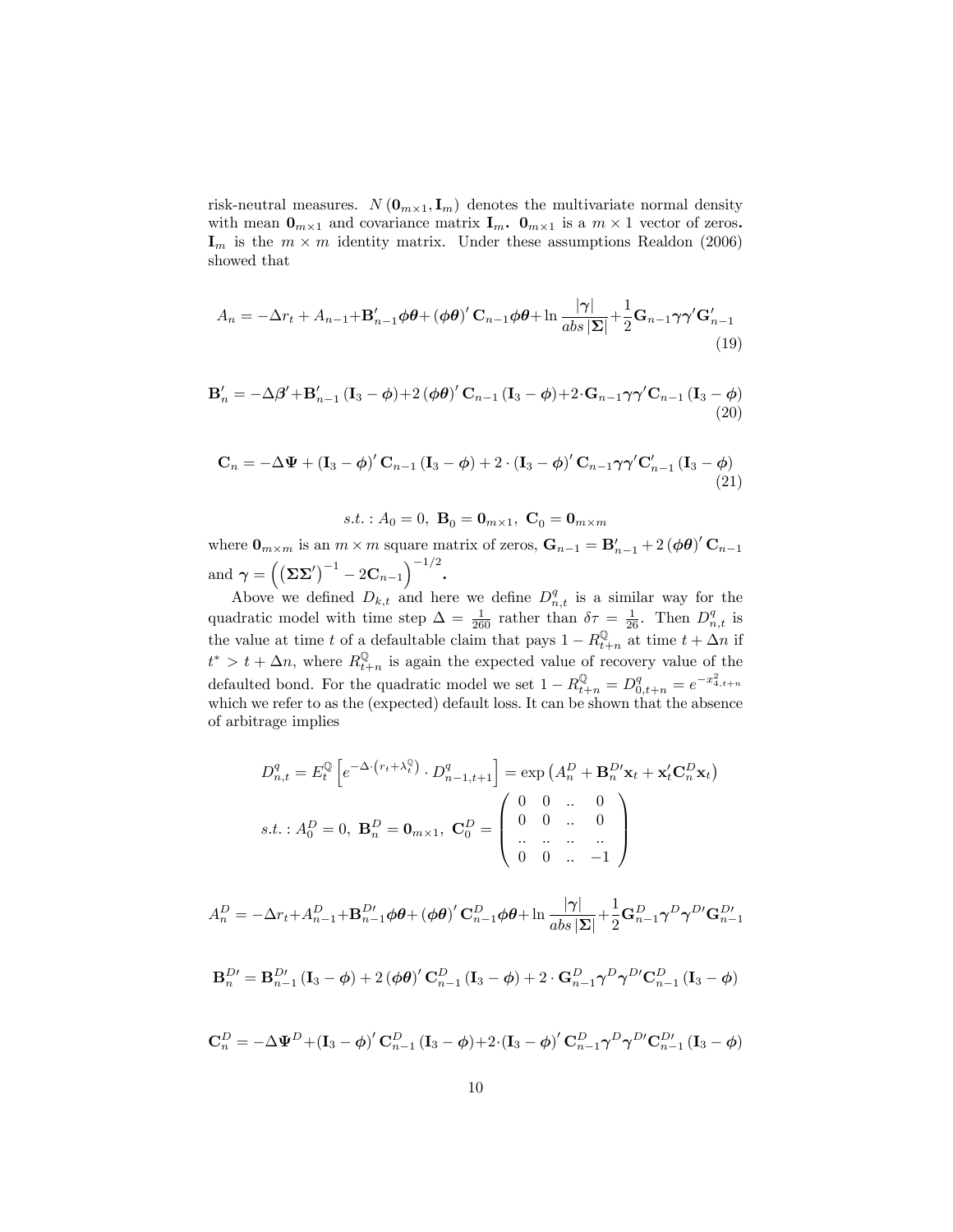risk-neutral measures. $N(\mathbf{0}_{m\times 1}, \mathbf{I}_m)$ denotes the multivariate normal density with mean $\mathbf{0}_{m\times 1}$ and covariance matrix $\mathbf{I}_m$. $\mathbf{0}_{m\times 1}$ is a $m \times 1$ vector of zeros. $\mathbf{I}_m$ is the $m \times m$ identity matrix. Under these assumptions Realdon (2006) showed that

$$A_n = -\Delta r_t + A_{n-1} + \mathbf{B}'_{n-1}\boldsymbol{\phi\theta} + (\boldsymbol{\phi\theta})'\mathbf{C}_{n-1}\boldsymbol{\phi\theta} + \ln\frac{|\boldsymbol{\gamma}|}{abs\,|\boldsymbol{\Sigma}|} + \frac{1}{2}\mathbf{G}_{n-1}\boldsymbol{\gamma\gamma}'\mathbf{G}'_{n-1} \tag{19}$$

$$\mathbf{B}'_n = -\Delta\boldsymbol{\beta}' + \mathbf{B}'_{n-1}(\mathbf{I}_3 - \boldsymbol{\phi}) + 2(\boldsymbol{\phi\theta})'\mathbf{C}_{n-1}(\mathbf{I}_3 - \boldsymbol{\phi}) + 2\cdot\mathbf{G}_{n-1}\boldsymbol{\gamma\gamma}'\mathbf{C}_{n-1}(\mathbf{I}_3 - \boldsymbol{\phi}) \tag{20}$$

$$\mathbf{C}_n = -\Delta\boldsymbol{\Psi} + (\mathbf{I}_3 - \boldsymbol{\phi})'\mathbf{C}_{n-1}(\mathbf{I}_3 - \boldsymbol{\phi}) + 2\cdot(\mathbf{I}_3 - \boldsymbol{\phi})'\mathbf{C}_{n-1}\boldsymbol{\gamma\gamma}'\mathbf{C}'_{n-1}(\mathbf{I}_3 - \boldsymbol{\phi}) \tag{21}$$

$$s.t.: A_0 = 0,\ \mathbf{B}_0 = \mathbf{0}_{m\times 1},\ \mathbf{C}_0 = \mathbf{0}_{m\times m}$$

where $\mathbf{0}_{m\times m}$ is an $m \times m$ square matrix of zeros, $\mathbf{G}_{n-1} = \mathbf{B}'_{n-1} + 2(\boldsymbol{\phi\theta})'\mathbf{C}_{n-1}$ and $\boldsymbol{\gamma} = \left((\boldsymbol{\Sigma\Sigma}')^{-1} - 2\mathbf{C}_{n-1}\right)^{-1/2}$.

Above we defined $D_{k,t}$ and here we define $D^q_{n,t}$ is a similar way for the quadratic model with time step $\Delta = \frac{1}{260}$ rather than $\delta\tau = \frac{1}{26}$. Then $D^q_{n,t}$ is the value at time $t$ of a defaultable claim that pays $1 - R^{\mathbb{Q}}_{t+n}$ at time $t + \Delta n$ if $t^* > t + \Delta n$, where $R^{\mathbb{Q}}_{t+n}$ is again the expected value of recovery value of the defaulted bond. For the quadratic model we set $1 - R^{\mathbb{Q}}_{t+n} = D^q_{0,t+n} = e^{-x^2_{4,t+n}}$ which we refer to as the (expected) default loss. It can be shown that the absence of arbitrage implies

$$D^q_{n,t} = E^{\mathbb{Q}}_t\left[e^{-\Delta\cdot\left(r_t + \lambda^{\mathbb{Q}}_t\right)}\cdot D^q_{n-1,t+1}\right] = \exp\left(A^D_n + \mathbf{B}^{D\prime}_n\mathbf{x}_t + \mathbf{x}'_t\mathbf{C}^D_n\mathbf{x}_t\right)$$

$$s.t.: A^D_0 = 0,\ \mathbf{B}^D_n = \mathbf{0}_{m\times 1},\ \mathbf{C}^D_0 = \begin{pmatrix} 0 & 0 & .. & 0 \\ 0 & 0 & .. & 0 \\ .. & .. & .. & .. \\ 0 & 0 & .. & -1 \end{pmatrix}$$

$$A^D_n = -\Delta r_t + A^D_{n-1} + \mathbf{B}^{D\prime}_{n-1}\boldsymbol{\phi\theta} + (\boldsymbol{\phi\theta})'\mathbf{C}^D_{n-1}\boldsymbol{\phi\theta} + \ln\frac{|\boldsymbol{\gamma}|}{abs\,|\boldsymbol{\Sigma}|} + \frac{1}{2}\mathbf{G}^D_{n-1}\boldsymbol{\gamma}^D\boldsymbol{\gamma}^{D\prime}\mathbf{G}^{D\prime}_{n-1}$$

$$\mathbf{B}^{D\prime}_n = \mathbf{B}^{D\prime}_{n-1}(\mathbf{I}_3 - \boldsymbol{\phi}) + 2(\boldsymbol{\phi\theta})'\mathbf{C}^D_{n-1}(\mathbf{I}_3 - \boldsymbol{\phi}) + 2\cdot\mathbf{G}^D_{n-1}\boldsymbol{\gamma}^D\boldsymbol{\gamma}^{D\prime}\mathbf{C}^D_{n-1}(\mathbf{I}_3 - \boldsymbol{\phi})$$

$$\mathbf{C}^D_n = -\Delta\boldsymbol{\Psi}^D + (\mathbf{I}_3 - \boldsymbol{\phi})'\mathbf{C}^D_{n-1}(\mathbf{I}_3 - \boldsymbol{\phi}) + 2\cdot(\mathbf{I}_3 - \boldsymbol{\phi})'\mathbf{C}^D_{n-1}\boldsymbol{\gamma}^D\boldsymbol{\gamma}^{D\prime}\mathbf{C}^{D\prime}_{n-1}(\mathbf{I}_3 - \boldsymbol{\phi})$$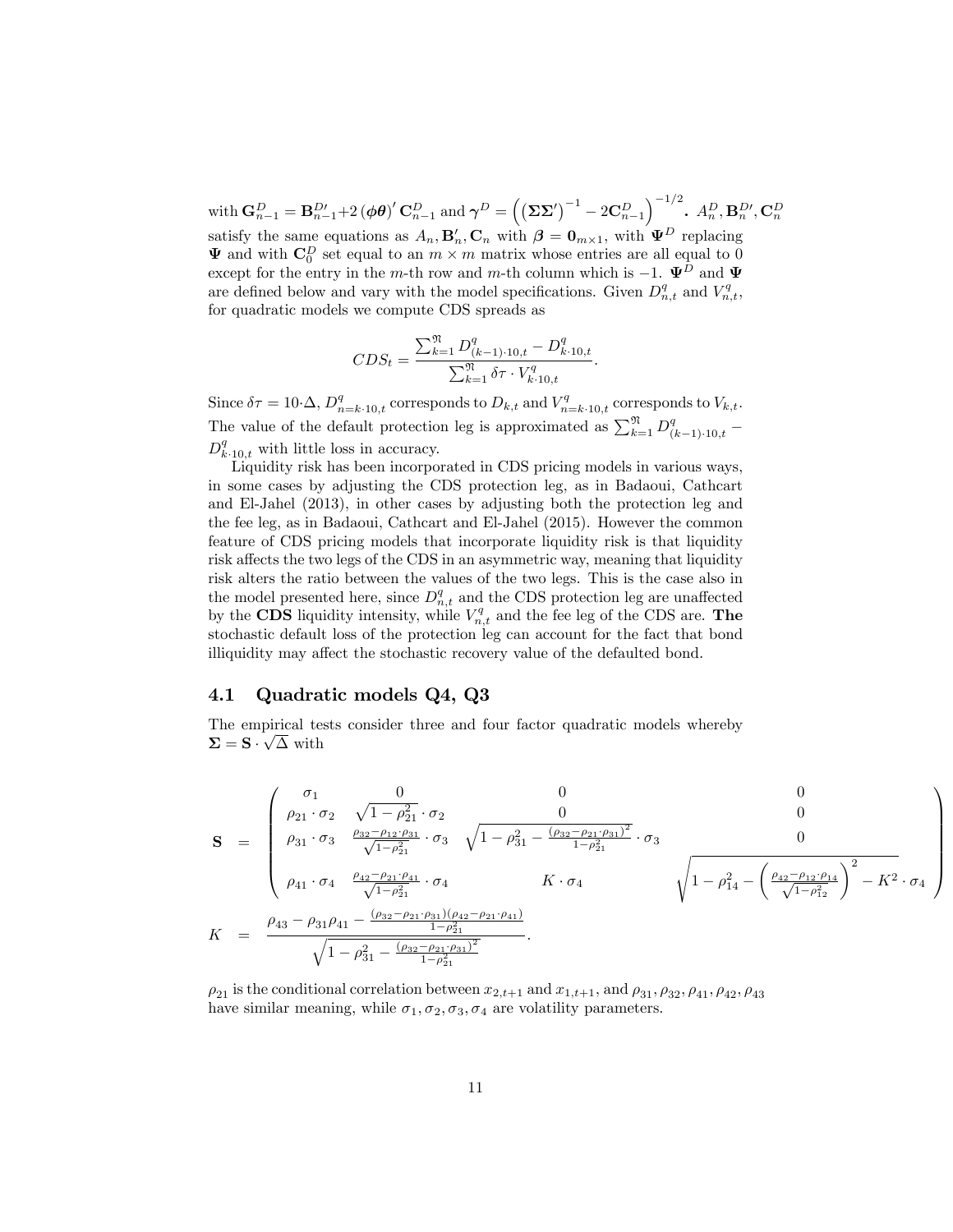with $\mathbf{G}^D_{n-1} = \mathbf{B}^{D\prime}_{n-1} + 2(\boldsymbol{\phi\theta})' \mathbf{C}^D_{n-1}$ and $\boldsymbol{\gamma}^D = \left( (\boldsymbol{\Sigma\Sigma}')^{-1} - 2\mathbf{C}^D_{n-1} \right)^{-1/2}$. $A^D_n, \mathbf{B}^{D\prime}_n, \mathbf{C}^D_n$ satisfy the same equations as $A_n, \mathbf{B}'_n, \mathbf{C}_n$ with $\boldsymbol{\beta} = \mathbf{0}_{m\times 1}$, with $\boldsymbol{\Psi}^D$ replacing $\boldsymbol{\Psi}$ and with $\mathbf{C}^D_0$ set equal to an $m \times m$ matrix whose entries are all equal to 0 except for the entry in the $m$-th row and $m$-th column which is $-1$. $\boldsymbol{\Psi}^D$ and $\boldsymbol{\Psi}$ are defined below and vary with the model specifications. Given $D^q_{n,t}$ and $V^q_{n,t}$, for quadratic models we compute CDS spreads as

$$CDS_t = \frac{\sum_{k=1}^{\mathfrak{N}} D^q_{(k-1)\cdot 10,t} - D^q_{k\cdot 10,t}}{\sum_{k=1}^{\mathfrak{N}} \delta\tau \cdot V^q_{k\cdot 10,t}}.$$

Since $\delta\tau = 10 \cdot \Delta$, $D^q_{n=k\cdot 10,t}$ corresponds to $D_{k,t}$ and $V^q_{n=k\cdot 10,t}$ corresponds to $V_{k,t}$. The value of the default protection leg is approximated as $\sum_{k=1}^{\mathfrak{N}} D^q_{(k-1)\cdot 10,t} - D^q_{k\cdot 10,t}$ with little loss in accuracy.

Liquidity risk has been incorporated in CDS pricing models in various ways, in some cases by adjusting the CDS protection leg, as in Badaoui, Cathcart and El-Jahel (2013), in other cases by adjusting both the protection leg and the fee leg, as in Badaoui, Cathcart and El-Jahel (2015). However the common feature of CDS pricing models that incorporate liquidity risk is that liquidity risk affects the two legs of the CDS in an asymmetric way, meaning that liquidity risk alters the ratio between the values of the two legs. This is the case also in the model presented here, since $D^q_{n,t}$ and the CDS protection leg are unaffected by the **CDS** liquidity intensity, while $V^q_{n,t}$ and the fee leg of the CDS are. **The** stochastic default loss of the protection leg can account for the fact that bond illiquidity may affect the stochastic recovery value of the defaulted bond.

## 4.1 Quadratic models Q4, Q3

The empirical tests consider three and four factor quadratic models whereby $\boldsymbol{\Sigma} = \mathbf{S} \cdot \sqrt{\Delta}$ with

$$\mathbf{S} = \begin{pmatrix} \sigma_1 & 0 & 0 & 0 \\ \rho_{21} \cdot \sigma_2 & \sqrt{1-\rho_{21}^2} \cdot \sigma_2 & 0 & 0 \\ \rho_{31} \cdot \sigma_3 & \frac{\rho_{32} - \rho_{12} \cdot \rho_{31}}{\sqrt{1-\rho_{21}^2}} \cdot \sigma_3 & \sqrt{1 - \rho_{31}^2 - \frac{(\rho_{32} - \rho_{21} \cdot \rho_{31})^2}{1-\rho_{21}^2}} \cdot \sigma_3 & 0 \\ \rho_{41} \cdot \sigma_4 & \frac{\rho_{42} - \rho_{21} \cdot \rho_{41}}{\sqrt{1-\rho_{21}^2}} \cdot \sigma_4 & K \cdot \sigma_4 & \sqrt{1 - \rho_{14}^2 - \left( \frac{\rho_{42} - \rho_{12} \cdot \rho_{14}}{\sqrt{1-\rho_{12}^2}} \right)^2 - K^2} \cdot \sigma_4 \end{pmatrix}$$

$$K = \frac{\rho_{43} - \rho_{31}\rho_{41} - \frac{(\rho_{32} - \rho_{21} \cdot \rho_{31})(\rho_{42} - \rho_{21} \cdot \rho_{41})}{1-\rho_{21}^2}}{\sqrt{1 - \rho_{31}^2 - \frac{(\rho_{32} - \rho_{21} \cdot \rho_{31})^2}{1-\rho_{21}^2}}}.$$

$\rho_{21}$ is the conditional correlation between $x_{2,t+1}$ and $x_{1,t+1}$, and $\rho_{31}, \rho_{32}, \rho_{41}, \rho_{42}, \rho_{43}$ have similar meaning, while $\sigma_1, \sigma_2, \sigma_3, \sigma_4$ are volatility parameters.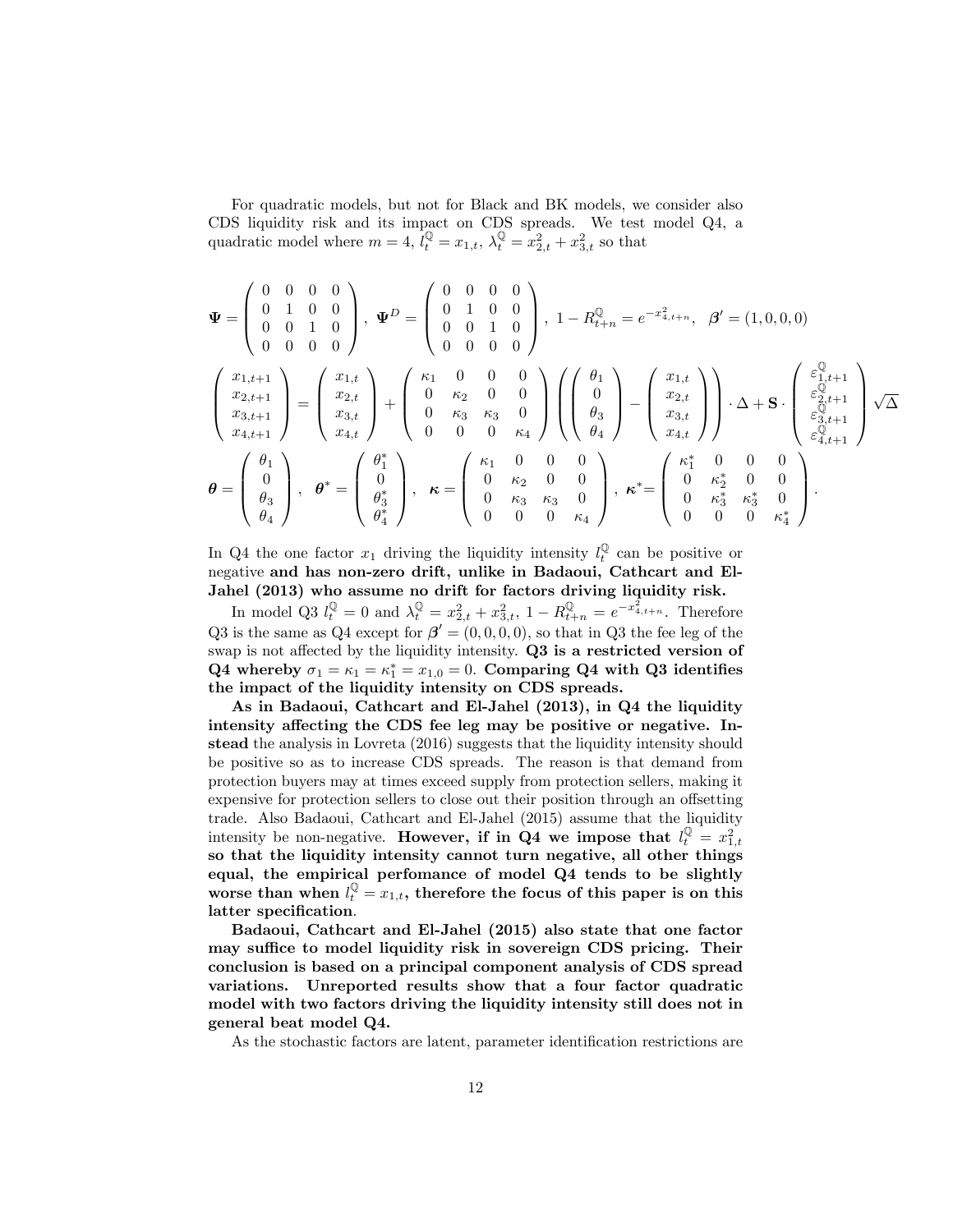For quadratic models, but not for Black and BK models, we consider also CDS liquidity risk and its impact on CDS spreads. We test model Q4, a quadratic model where $m = 4$, $l_t^{\mathbb{Q}} = x_{1,t}$, $\lambda_t^{\mathbb{Q}} = x_{2,t}^2 + x_{3,t}^2$ so that

$$
\mathbf{\Psi} = \begin{pmatrix} 0 & 0 & 0 & 0 \\ 0 & 1 & 0 & 0 \\ 0 & 0 & 1 & 0 \\ 0 & 0 & 0 & 0 \end{pmatrix}, \ \mathbf{\Psi}^D = \begin{pmatrix} 0 & 0 & 0 & 0 \\ 0 & 1 & 0 & 0 \\ 0 & 0 & 1 & 0 \\ 0 & 0 & 0 & 0 \end{pmatrix}, \ 1 - R_{t+n}^{\mathbb{Q}} = e^{-x_{4,t+n}^2}, \ \ \boldsymbol{\beta}' = (1, 0, 0, 0)
$$

$$
\begin{pmatrix} x_{1,t+1} \\ x_{2,t+1} \\ x_{3,t+1} \\ x_{4,t+1} \end{pmatrix} = \begin{pmatrix} x_{1,t} \\ x_{2,t} \\ x_{3,t} \\ x_{4,t} \end{pmatrix} + \begin{pmatrix} \kappa_1 & 0 & 0 & 0 \\ 0 & \kappa_2 & 0 & 0 \\ 0 & \kappa_3 & \kappa_3 & 0 \\ 0 & 0 & 0 & \kappa_4 \end{pmatrix} \left( \begin{pmatrix} \theta_1 \\ 0 \\ \theta_3 \\ \theta_4 \end{pmatrix} - \begin{pmatrix} x_{1,t} \\ x_{2,t} \\ x_{3,t} \\ x_{4,t} \end{pmatrix} \right) \cdot \Delta + \mathbf{S} \cdot \begin{pmatrix} \varepsilon_{1,t+1}^{\mathbb{Q}} \\ \varepsilon_{2,t+1}^{\mathbb{Q}} \\ \varepsilon_{3,t+1}^{\mathbb{Q}} \\ \varepsilon_{4,t+1}^{\mathbb{Q}} \end{pmatrix} \sqrt{\Delta}
$$

$$
\boldsymbol{\theta} = \begin{pmatrix} \theta_1 \\ 0 \\ \theta_3 \\ \theta_4 \end{pmatrix}, \ \ \boldsymbol{\theta}^* = \begin{pmatrix} \theta_1^* \\ 0 \\ \theta_3^* \\ \theta_4^* \end{pmatrix}, \ \ \boldsymbol{\kappa} = \begin{pmatrix} \kappa_1 & 0 & 0 & 0 \\ 0 & \kappa_2 & 0 & 0 \\ 0 & \kappa_3 & \kappa_3 & 0 \\ 0 & 0 & 0 & \kappa_4 \end{pmatrix}, \ \boldsymbol{\kappa}^* = \begin{pmatrix} \kappa_1^* & 0 & 0 & 0 \\ 0 & \kappa_2^* & 0 & 0 \\ 0 & \kappa_3^* & \kappa_3^* & 0 \\ 0 & 0 & 0 & \kappa_4^* \end{pmatrix}.
$$

In Q4 the one factor $x_1$ driving the liquidity intensity $l_t^{\mathbb{Q}}$ can be positive or negative **and has non-zero drift, unlike in Badaoui, Cathcart and El-Jahel (2013) who assume no drift for factors driving liquidity risk.**

In model Q3 $l_t^{\mathbb{Q}} = 0$ and $\lambda_t^{\mathbb{Q}} = x_{2,t}^2 + x_{3,t}^2$, $1 - R_{t+n}^{\mathbb{Q}} = e^{-x_{4,t+n}^2}$. Therefore Q3 is the same as Q4 except for $\boldsymbol{\beta}' = (0, 0, 0, 0)$, so that in Q3 the fee leg of the swap is not affected by the liquidity intensity. **Q3 is a restricted version of Q4 whereby $\sigma_1 = \kappa_1 = \kappa_1^* = x_{1,0} = 0$. Comparing Q4 with Q3 identifies the impact of the liquidity intensity on CDS spreads.**

**As in Badaoui, Cathcart and El-Jahel (2013), in Q4 the liquidity intensity affecting the CDS fee leg may be positive or negative. Instead** the analysis in Lovreta (2016) suggests that the liquidity intensity should be positive so as to increase CDS spreads. The reason is that demand from protection buyers may at times exceed supply from protection sellers, making it expensive for protection sellers to close out their position through an offsetting trade. Also Badaoui, Cathcart and El-Jahel (2015) assume that the liquidity intensity be non-negative. **However, if in Q4 we impose that $l_t^{\mathbb{Q}} = x_{1,t}^2$ so that the liquidity intensity cannot turn negative, all other things equal, the empirical perfomance of model Q4 tends to be slightly worse than when $l_t^{\mathbb{Q}} = x_{1,t}$, therefore the focus of this paper is on this latter specification**.

**Badaoui, Cathcart and El-Jahel (2015) also state that one factor may suffice to model liquidity risk in sovereign CDS pricing. Their conclusion is based on a principal component analysis of CDS spread variations. Unreported results show that a four factor quadratic model with two factors driving the liquidity intensity still does not in general beat model Q4.**

As the stochastic factors are latent, parameter identification restrictions are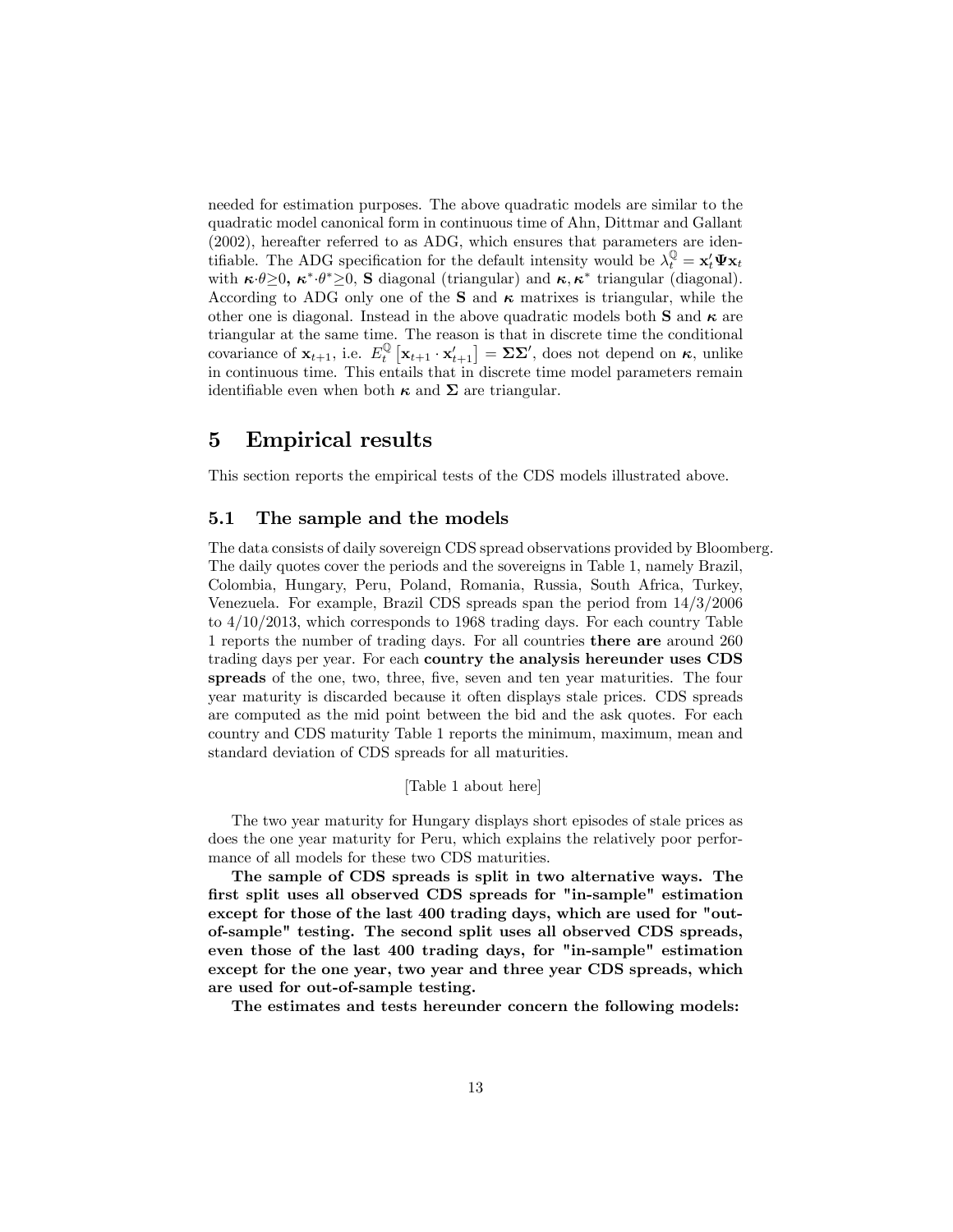needed for estimation purposes. The above quadratic models are similar to the quadratic model canonical form in continuous time of Ahn, Dittmar and Gallant (2002), hereafter referred to as ADG, which ensures that parameters are identifiable. The ADG specification for the default intensity would be $\lambda_t^{\mathbb{Q}} = \mathbf{x}_t' \mathbf{\Psi} \mathbf{x}_t$ with $\boldsymbol{\kappa} \cdot \theta \geq 0$, $\boldsymbol{\kappa}^* \cdot \theta^* \geq 0$, $\mathbf{S}$ diagonal (triangular) and $\boldsymbol{\kappa}, \boldsymbol{\kappa}^*$ triangular (diagonal). According to ADG only one of the $\mathbf{S}$ and $\boldsymbol{\kappa}$ matrixes is triangular, while the other one is diagonal. Instead in the above quadratic models both $\mathbf{S}$ and $\boldsymbol{\kappa}$ are triangular at the same time. The reason is that in discrete time the conditional covariance of $\mathbf{x}_{t+1}$, i.e. $E_t^{\mathbb{Q}} \left[ \mathbf{x}_{t+1} \cdot \mathbf{x}_{t+1}' \right] = \mathbf{\Sigma} \mathbf{\Sigma}'$, does not depend on $\boldsymbol{\kappa}$, unlike in continuous time. This entails that in discrete time model parameters remain identifiable even when both $\boldsymbol{\kappa}$ and $\mathbf{\Sigma}$ are triangular.

# 5 Empirical results

This section reports the empirical tests of the CDS models illustrated above.

## 5.1 The sample and the models

The data consists of daily sovereign CDS spread observations provided by Bloomberg. The daily quotes cover the periods and the sovereigns in Table 1, namely Brazil, Colombia, Hungary, Peru, Poland, Romania, Russia, South Africa, Turkey, Venezuela. For example, Brazil CDS spreads span the period from 14/3/2006 to 4/10/2013, which corresponds to 1968 trading days. For each country Table 1 reports the number of trading days. For all countries **there are** around 260 trading days per year. For each **country the analysis hereunder uses CDS spreads** of the one, two, three, five, seven and ten year maturities. The four year maturity is discarded because it often displays stale prices. CDS spreads are computed as the mid point between the bid and the ask quotes. For each country and CDS maturity Table 1 reports the minimum, maximum, mean and standard deviation of CDS spreads for all maturities.

[Table 1 about here]

The two year maturity for Hungary displays short episodes of stale prices as does the one year maturity for Peru, which explains the relatively poor performance of all models for these two CDS maturities.

**The sample of CDS spreads is split in two alternative ways. The first split uses all observed CDS spreads for "in-sample" estimation except for those of the last 400 trading days, which are used for "out-of-sample" testing. The second split uses all observed CDS spreads, even those of the last 400 trading days, for "in-sample" estimation except for the one year, two year and three year CDS spreads, which are used for out-of-sample testing.**

**The estimates and tests hereunder concern the following models:**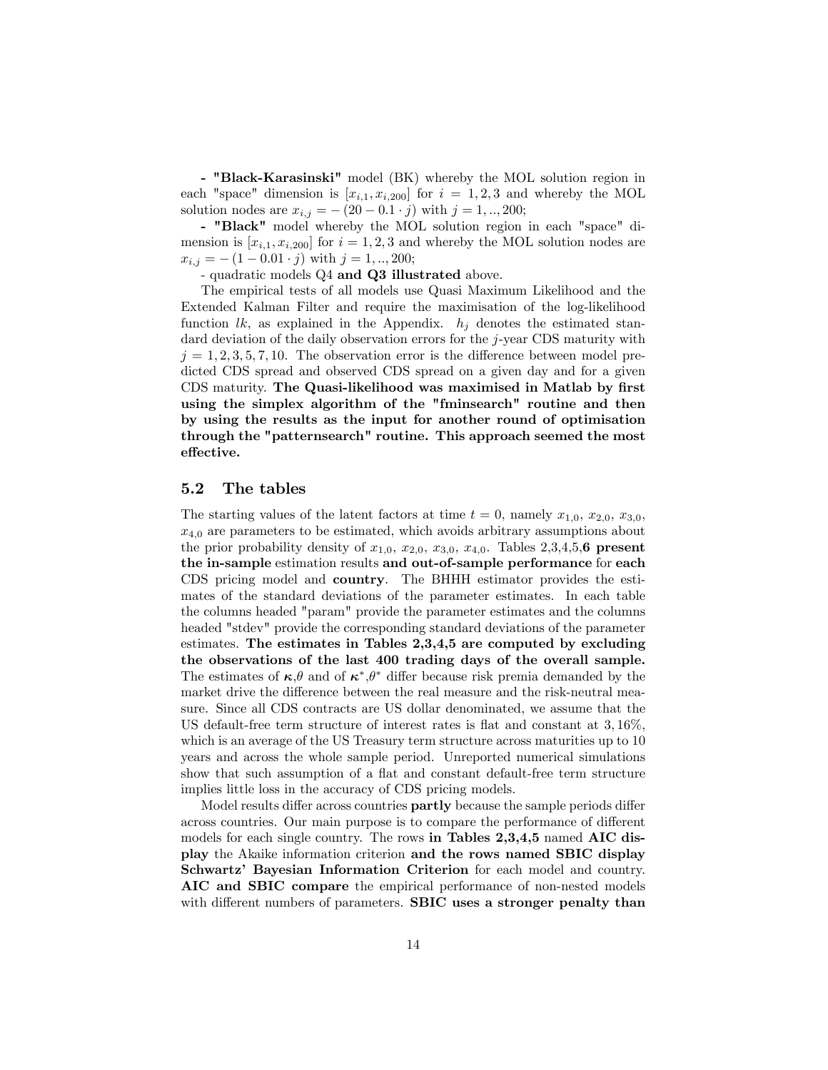**- "Black-Karasinski"** model (BK) whereby the MOL solution region in each "space" dimension is $[x_{i,1}, x_{i,200}]$ for $i = 1, 2, 3$ and whereby the MOL solution nodes are $x_{i,j} = -(20 - 0.1 \cdot j)$ with $j = 1, .., 200$;

**- "Black"** model whereby the MOL solution region in each "space" dimension is $[x_{i,1}, x_{i,200}]$ for $i = 1, 2, 3$ and whereby the MOL solution nodes are $x_{i,j} = -(1 - 0.01 \cdot j)$ with $j = 1, .., 200$;

- quadratic models Q4 **and Q3 illustrated** above.

The empirical tests of all models use Quasi Maximum Likelihood and the Extended Kalman Filter and require the maximisation of the log-likelihood function $lk$, as explained in the Appendix. $h_j$ denotes the estimated standard deviation of the daily observation errors for the $j$-year CDS maturity with $j = 1, 2, 3, 5, 7, 10$. The observation error is the difference between model predicted CDS spread and observed CDS spread on a given day and for a given CDS maturity. **The Quasi-likelihood was maximised in Matlab by first using the simplex algorithm of the "fminsearch" routine and then by using the results as the input for another round of optimisation through the "patternsearch" routine. This approach seemed the most effective.**

## 5.2 The tables

The starting values of the latent factors at time $t = 0$, namely $x_{1,0}$, $x_{2,0}$, $x_{3,0}$, $x_{4,0}$ are parameters to be estimated, which avoids arbitrary assumptions about the prior probability density of $x_{1,0}$, $x_{2,0}$, $x_{3,0}$, $x_{4,0}$. Tables 2,3,4,5,**6 present the in-sample** estimation results **and out-of-sample performance** for **each** CDS pricing model and **country**. The BHHH estimator provides the estimates of the standard deviations of the parameter estimates. In each table the columns headed "param" provide the parameter estimates and the columns headed "stdev" provide the corresponding standard deviations of the parameter estimates. **The estimates in Tables 2,3,4,5 are computed by excluding the observations of the last 400 trading days of the overall sample.** The estimates of $\boldsymbol{\kappa}$,$\theta$ and of $\boldsymbol{\kappa}^*$,$\theta^*$ differ because risk premia demanded by the market drive the difference between the real measure and the risk-neutral measure. Since all CDS contracts are US dollar denominated, we assume that the US default-free term structure of interest rates is flat and constant at 3,16%, which is an average of the US Treasury term structure across maturities up to 10 years and across the whole sample period. Unreported numerical simulations show that such assumption of a flat and constant default-free term structure implies little loss in the accuracy of CDS pricing models.

Model results differ across countries **partly** because the sample periods differ across countries. Our main purpose is to compare the performance of different models for each single country. The rows **in Tables 2,3,4,5** named **AIC display** the Akaike information criterion **and the rows named SBIC display Schwartz' Bayesian Information Criterion** for each model and country. **AIC and SBIC compare** the empirical performance of non-nested models with different numbers of parameters. **SBIC uses a stronger penalty than**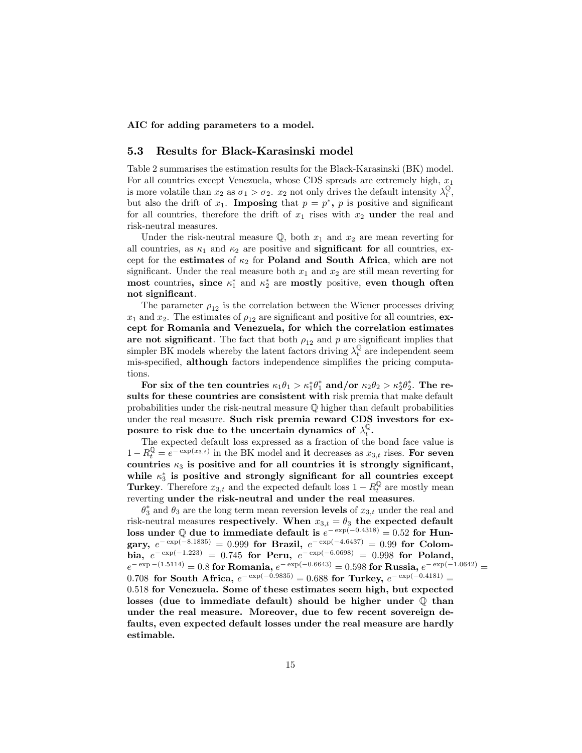**AIC for adding parameters to a model.**

### 5.3 Results for Black-Karasinski model

Table 2 summarises the estimation results for the Black-Karasinski (BK) model. For all countries except Venezuela, whose CDS spreads are extremely high, $x_1$ is more volatile than $x_2$ as $\sigma_1 > \sigma_2$. $x_2$ not only drives the default intensity $\lambda_t^{\mathbb{Q}}$, but also the drift of $x_1$. **Imposing** that $p = p^*$**,** $p$ is positive and significant for all countries, therefore the drift of $x_1$ rises with $x_2$ **under** the real and risk-neutral measures.

Under the risk-neutral measure $\mathbb{Q}$, both $x_1$ and $x_2$ are mean reverting for all countries, as $\kappa_1$ and $\kappa_2$ are positive and **significant for** all countries, except for the **estimates** of $\kappa_2$ for **Poland and South Africa**, which **are** not significant. Under the real measure both $x_1$ and $x_2$ are still mean reverting for **most** countries**, since** $\kappa_1^*$ and $\kappa_2^*$ are **mostly** positive, **even though often not significant**.

The parameter $\rho_{12}$ is the correlation between the Wiener processes driving $x_1$ and $x_2$. The estimates of $\rho_{12}$ are significant and positive for all countries, **except for Romania and Venezuela, for which the correlation estimates are not significant**. The fact that both $\rho_{12}$ and $p$ are significant implies that simpler BK models whereby the latent factors driving $\lambda_t^{\mathbb{Q}}$ are independent seem mis-specified, **although** factors independence simplifies the pricing computations.

**For six of the ten countries $\kappa_1\theta_1 > \kappa_1^*\theta_1^*$ and/or $\kappa_2\theta_2 > \kappa_2^*\theta_2^*$. The results for these countries are consistent with** risk premia that make default probabilities under the risk-neutral measure $\mathbb{Q}$ higher than default probabilities under the real measure. **Such risk premia reward CDS investors for exposure to risk due to the uncertain dynamics of $\lambda_t^{\mathbb{Q}}$.**

The expected default loss expressed as a fraction of the bond face value is $1 - R_t^{\mathbb{Q}} = e^{-\exp(x_{3,t})}$ in the BK model and **it** decreases as $x_{3,t}$ rises. **For seven countries $\kappa_3$ is positive and for all countries it is strongly significant, while $\kappa_3^*$ is positive and strongly significant for all countries except Turkey**. Therefore $x_{3,t}$ and the expected default loss $1 - R_t^{\mathbb{Q}}$ are mostly mean reverting **under the risk-neutral and under the real measures**.

$\theta_3^*$ and $\theta_3$ are the long term mean reversion **levels** of $x_{3,t}$ under the real and risk-neutral measures **respectively**. **When $x_{3,t} = \theta_3$ the expected default loss under $\mathbb{Q}$ due to immediate default is $e^{-\exp(-0.4318)} = 0.52$ for Hungary, $e^{-\exp(-8.1835)} = 0.999$ for Brazil, $e^{-\exp(-4.6437)} = 0.99$ for Colombia, $e^{-\exp(-1.223)} = 0.745$ for Peru, $e^{-\exp(-6.0698)} = 0.998$ for Poland, $e^{-\exp-(1.5114)} = 0.8$ for Romania, $e^{-\exp(-0.6643)} = 0.598$ for Russia, $e^{-\exp(-1.0642)} = 0.708$ for South Africa, $e^{-\exp(-0.9835)} = 0.688$ for Turkey, $e^{-\exp(-0.4181)} = 0.518$ for Venezuela. Some of these estimates seem high, but expected losses (due to immediate default) should be higher under $\mathbb{Q}$ than under the real measure. Moreover, due to few recent sovereign defaults, even expected default losses under the real measure are hardly estimable.**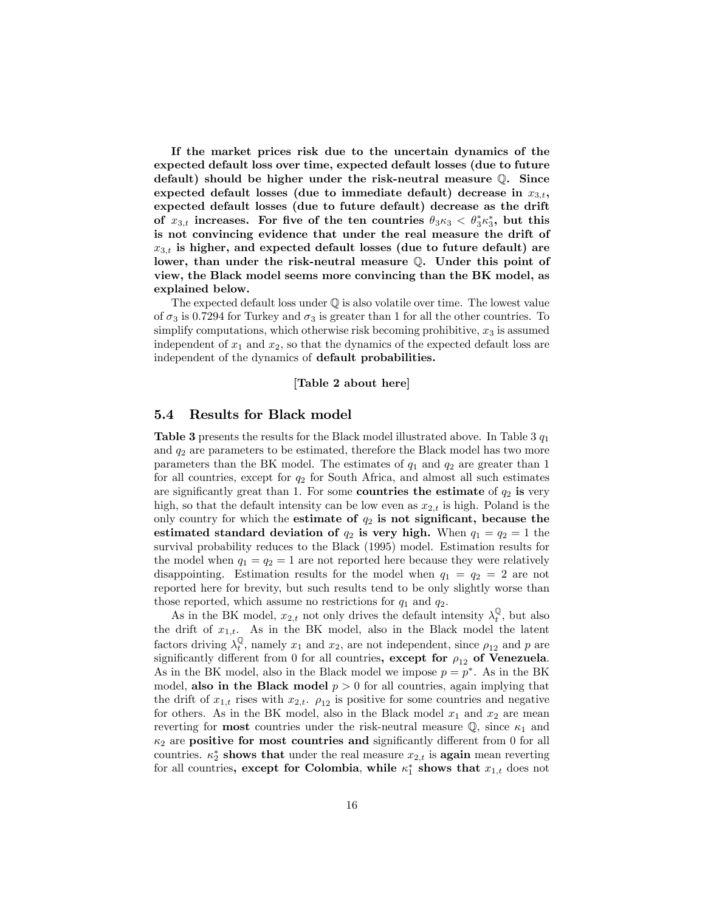**If the market prices risk due to the uncertain dynamics of the expected default loss over time, expected default losses (due to future default) should be higher under the risk-neutral measure $\mathbb{Q}$. Since expected default losses (due to immediate default) decrease in $x_{3,t}$, expected default losses (due to future default) decrease as the drift of $x_{3,t}$ increases. For five of the ten countries $\theta_3\kappa_3 < \theta_3^*\kappa_3^*$, but this is not convincing evidence that under the real measure the drift of $x_{3,t}$ is higher, and expected default losses (due to future default) are lower, than under the risk-neutral measure $\mathbb{Q}$. Under this point of view, the Black model seems more convincing than the BK model, as explained below.**

The expected default loss under $\mathbb{Q}$ is also volatile over time. The lowest value of $\sigma_3$ is 0.7294 for Turkey and $\sigma_3$ is greater than 1 for all the other countries. To simplify computations, which otherwise risk becoming prohibitive, $x_3$ is assumed independent of $x_1$ and $x_2$, so that the dynamics of the expected default loss are independent of the dynamics of **default probabilities.**

**[Table 2 about here]**

## 5.4 Results for Black model

**Table 3** presents the results for the Black model illustrated above. In Table 3 $q_1$ and $q_2$ are parameters to be estimated, therefore the Black model has two more parameters than the BK model. The estimates of $q_1$ and $q_2$ are greater than 1 for all countries, except for $q_2$ for South Africa, and almost all such estimates are significantly great than 1. For some **countries the estimate** of $q_2$ **is** very high, so that the default intensity can be low even as $x_{2,t}$ is high. Poland is the only country for which the **estimate of** $q_2$ **is not significant, because the estimated standard deviation of** $q_2$ **is very high.** When $q_1 = q_2 = 1$ the survival probability reduces to the Black (1995) model. Estimation results for the model when $q_1 = q_2 = 1$ are not reported here because they were relatively disappointing. Estimation results for the model when $q_1 = q_2 = 2$ are not reported here for brevity, but such results tend to be only slightly worse than those reported, which assume no restrictions for $q_1$ and $q_2$.

As in the BK model, $x_{2,t}$ not only drives the default intensity $\lambda_t^{\mathbb{Q}}$, but also the drift of $x_{1,t}$. As in the BK model, also in the Black model the latent factors driving $\lambda_t^{\mathbb{Q}}$, namely $x_1$ and $x_2$, are not independent, since $\rho_{12}$ and $p$ are significantly different from 0 for all countries**, except for** $\rho_{12}$ **of Venezuela**. As in the BK model, also in the Black model we impose $p = p^*$. As in the BK model, **also in the Black model** $p > 0$ for all countries, again implying that the drift of $x_{1,t}$ rises with $x_{2,t}$. $\rho_{12}$ is positive for some countries and negative for others. As in the BK model, also in the Black model $x_1$ and $x_2$ are mean reverting for **most** countries under the risk-neutral measure $\mathbb{Q}$, since $\kappa_1$ and $\kappa_2$ are **positive for most countries and** significantly different from 0 for all countries. $\kappa_2^*$ **shows that** under the real measure $x_{2,t}$ is **again** mean reverting for all countries**, except for Colombia, while** $\kappa_1^*$ **shows that** $x_{1,t}$ does not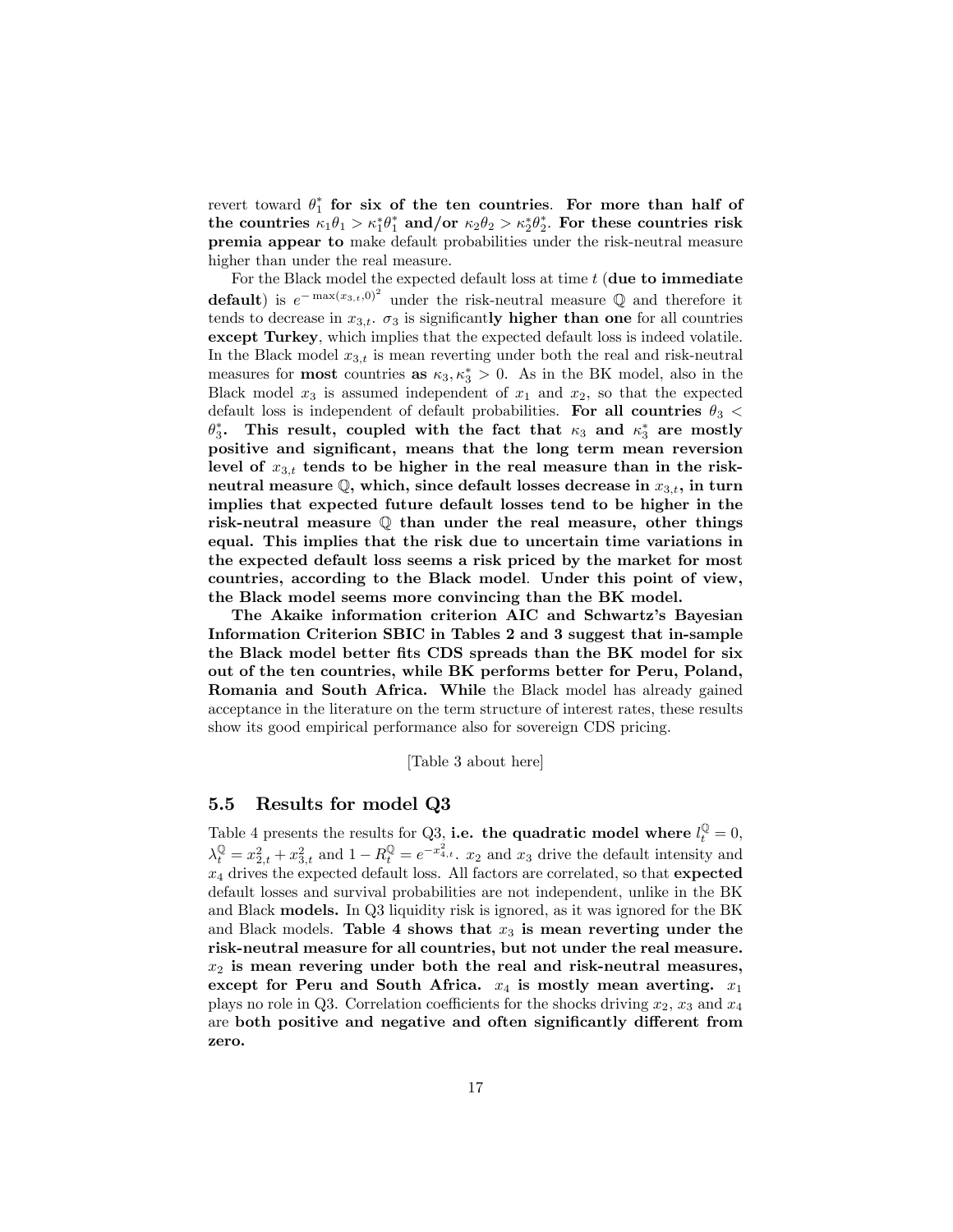revert toward $\theta_1^*$ **for six of the ten countries**. **For more than half of the countries $\kappa_1\theta_1 > \kappa_1^*\theta_1^*$ and/or $\kappa_2\theta_2 > \kappa_2^*\theta_2^*$. For these countries risk premia appear to** make default probabilities under the risk-neutral measure higher than under the real measure.

For the Black model the expected default loss at time $t$ (**due to immediate default**) is $e^{-\max(x_{3,t},0)^2}$ under the risk-neutral measure $\mathbb{Q}$ and therefore it tends to decrease in $x_{3,t}$. $\sigma_3$ is significant**ly higher than one** for all countries **except Turkey**, which implies that the expected default loss is indeed volatile. In the Black model $x_{3,t}$ is mean reverting under both the real and risk-neutral measures for **most** countries **as** $\kappa_3, \kappa_3^* > 0$. As in the BK model, also in the Black model $x_3$ is assumed independent of $x_1$ and $x_2$, so that the expected default loss is independent of default probabilities. **For all countries $\theta_3 < \theta_3^*$. This result, coupled with the fact that $\kappa_3$ and $\kappa_3^*$ are mostly positive and significant, means that the long term mean reversion level of $x_{3,t}$ tends to be higher in the real measure than in the risk-neutral measure $\mathbb{Q}$, which, since default losses decrease in $x_{3,t}$, in turn implies that expected future default losses tend to be higher in the risk-neutral measure $\mathbb{Q}$ than under the real measure, other things equal. This implies that the risk due to uncertain time variations in the expected default loss seems a risk priced by the market for most countries, according to the Black model**. **Under this point of view, the Black model seems more convincing than the BK model.**

**The Akaike information criterion AIC and Schwartz's Bayesian Information Criterion SBIC in Tables 2 and 3 suggest that in-sample the Black model better fits CDS spreads than the BK model for six out of the ten countries, while BK performs better for Peru, Poland, Romania and South Africa. While** the Black model has already gained acceptance in the literature on the term structure of interest rates, these results show its good empirical performance also for sovereign CDS pricing.

[Table 3 about here]

### 5.5 Results for model Q3

Table 4 presents the results for Q3, **i.e. the quadratic model where $l_t^{\mathbb{Q}} = 0$,** $\lambda_t^{\mathbb{Q}} = x_{2,t}^2 + x_{3,t}^2$ and $1 - R_t^{\mathbb{Q}} = e^{-x_{4,t}^2}$. $x_2$ and $x_3$ drive the default intensity and $x_4$ drives the expected default loss. All factors are correlated, so that **expected** default losses and survival probabilities are not independent, unlike in the BK and Black **models.** In Q3 liquidity risk is ignored, as it was ignored for the BK and Black models. **Table 4 shows that $x_3$ is mean reverting under the risk-neutral measure for all countries, but not under the real measure. $x_2$ is mean revering under both the real and risk-neutral measures, except for Peru and South Africa. $x_4$ is mostly mean averting.** $x_1$ plays no role in Q3. Correlation coefficients for the shocks driving $x_2$, $x_3$ and $x_4$ are **both positive and negative and often significantly different from zero.**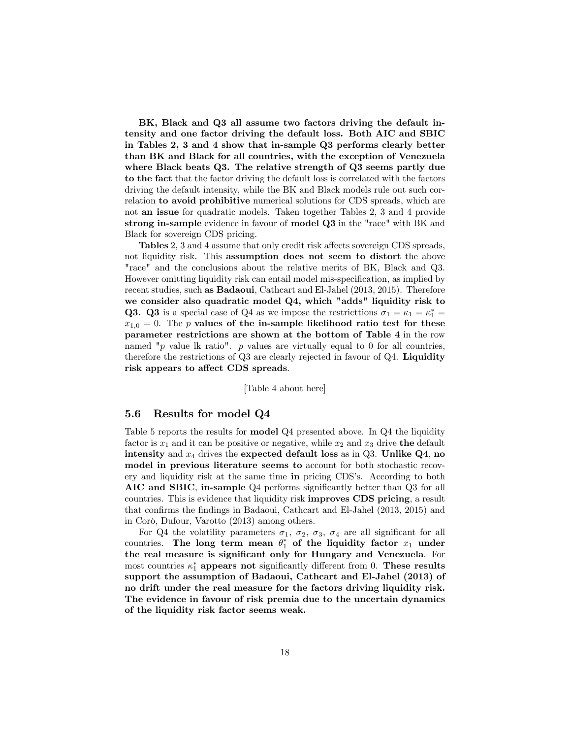**BK, Black and Q3 all assume two factors driving the default intensity and one factor driving the default loss. Both AIC and SBIC in Tables 2, 3 and 4 show that in-sample Q3 performs clearly better than BK and Black for all countries, with the exception of Venezuela where Black beats Q3. The relative strength of Q3 seems partly due to the fact** that the factor driving the default loss is correlated with the factors driving the default intensity, while the BK and Black models rule out such correlation **to avoid prohibitive** numerical solutions for CDS spreads, which are not **an issue** for quadratic models. Taken together Tables 2, 3 and 4 provide **strong in-sample** evidence in favour of **model Q3** in the "race" with BK and Black for sovereign CDS pricing.

**Tables** 2, 3 and 4 assume that only credit risk affects sovereign CDS spreads, not liquidity risk. This **assumption does not seem to distort** the above "race" and the conclusions about the relative merits of BK, Black and Q3. However omitting liquidity risk can entail model mis-specification, as implied by recent studies, such **as Badaoui**, Cathcart and El-Jahel (2013, 2015). Therefore **we consider also quadratic model Q4, which "adds" liquidity risk to Q3. Q3** is a special case of Q4 as we impose the restricttions $\sigma_1 = \kappa_1 = \kappa_1^* = x_{1,0} = 0$. The $p$ **values of the in-sample likelihood ratio test for these parameter restrictions are shown at the bottom of Table 4** in the row named "$p$ value lk ratio". $p$ values are virtually equal to 0 for all countries, therefore the restrictions of Q3 are clearly rejected in favour of Q4. **Liquidity risk appears to affect CDS spreads**.

[Table 4 about here]

## 5.6 Results for model Q4

Table 5 reports the results for **model** Q4 presented above. In Q4 the liquidity factor is $x_1$ and it can be positive or negative, while $x_2$ and $x_3$ drive **the** default **intensity** and $x_4$ drives the **expected default loss** as in Q3. **Unlike Q4, no model in previous literature seems to** account for both stochastic recovery and liquidity risk at the same time **in** pricing CDS's. According to both **AIC and SBIC**, **in-sample** Q4 performs significantly better than Q3 for all countries. This is evidence that liquidity risk **improves CDS pricing**, a result that confirms the findings in Badaoui, Cathcart and El-Jahel (2013, 2015) and in Corò, Dufour, Varotto (2013) among others.

For Q4 the volatility parameters $\sigma_1$, $\sigma_2$, $\sigma_3$, $\sigma_4$ are all significant for all countries. **The long term mean $\theta_1^*$ of the liquidity factor $x_1$ under the real measure is significant only for Hungary and Venezuela**. For most countries $\kappa_1^*$ **appears not** significantly different from 0. **These results support the assumption of Badaoui, Cathcart and El-Jahel (2013) of no drift under the real measure for the factors driving liquidity risk. The evidence in favour of risk premia due to the uncertain dynamics of the liquidity risk factor seems weak.**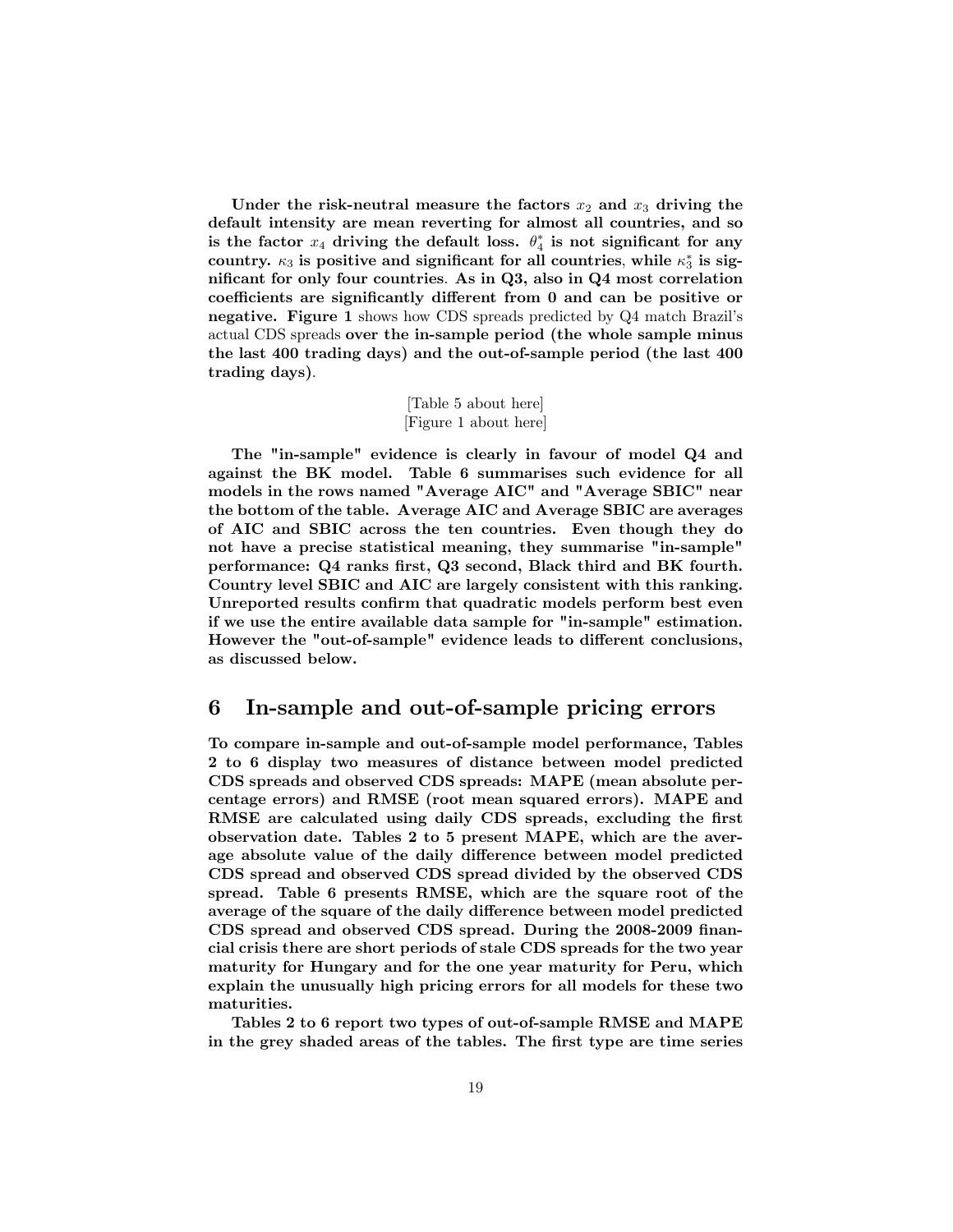**Under the risk-neutral measure the factors $x_2$ and $x_3$ driving the default intensity are mean reverting for almost all countries, and so is the factor $x_4$ driving the default loss. $\theta_4^*$ is not significant for any country. $\kappa_3$ is positive and significant for all countries**, while $\kappa_3^*$ is **significant for only four countries**. **As in Q3, also in Q4 most correlation coefficients are significantly different from 0 and can be positive or negative. Figure 1** shows how CDS spreads predicted by Q4 match Brazil's actual CDS spreads **over the in-sample period (the whole sample minus the last 400 trading days) and the out-of-sample period (the last 400 trading days)**.

[Table 5 about here]
[Figure 1 about here]

**The "in-sample" evidence is clearly in favour of model Q4 and against the BK model. Table 6 summarises such evidence for all models in the rows named "Average AIC" and "Average SBIC" near the bottom of the table. Average AIC and Average SBIC are averages of AIC and SBIC across the ten countries. Even though they do not have a precise statistical meaning, they summarise "in-sample" performance: Q4 ranks first, Q3 second, Black third and BK fourth. Country level SBIC and AIC are largely consistent with this ranking. Unreported results confirm that quadratic models perform best even if we use the entire available data sample for "in-sample" estimation. However the "out-of-sample" evidence leads to different conclusions, as discussed below.**

## 6 In-sample and out-of-sample pricing errors

**To compare in-sample and out-of-sample model performance, Tables 2 to 6 display two measures of distance between model predicted CDS spreads and observed CDS spreads: MAPE (mean absolute percentage errors) and RMSE (root mean squared errors). MAPE and RMSE are calculated using daily CDS spreads, excluding the first observation date. Tables 2 to 5 present MAPE, which are the average absolute value of the daily difference between model predicted CDS spread and observed CDS spread divided by the observed CDS spread. Table 6 presents RMSE, which are the square root of the average of the square of the daily difference between model predicted CDS spread and observed CDS spread. During the 2008-2009 financial crisis there are short periods of stale CDS spreads for the two year maturity for Hungary and for the one year maturity for Peru, which explain the unusually high pricing errors for all models for these two maturities.**

**Tables 2 to 6 report two types of out-of-sample RMSE and MAPE in the grey shaded areas of the tables. The first type are time series**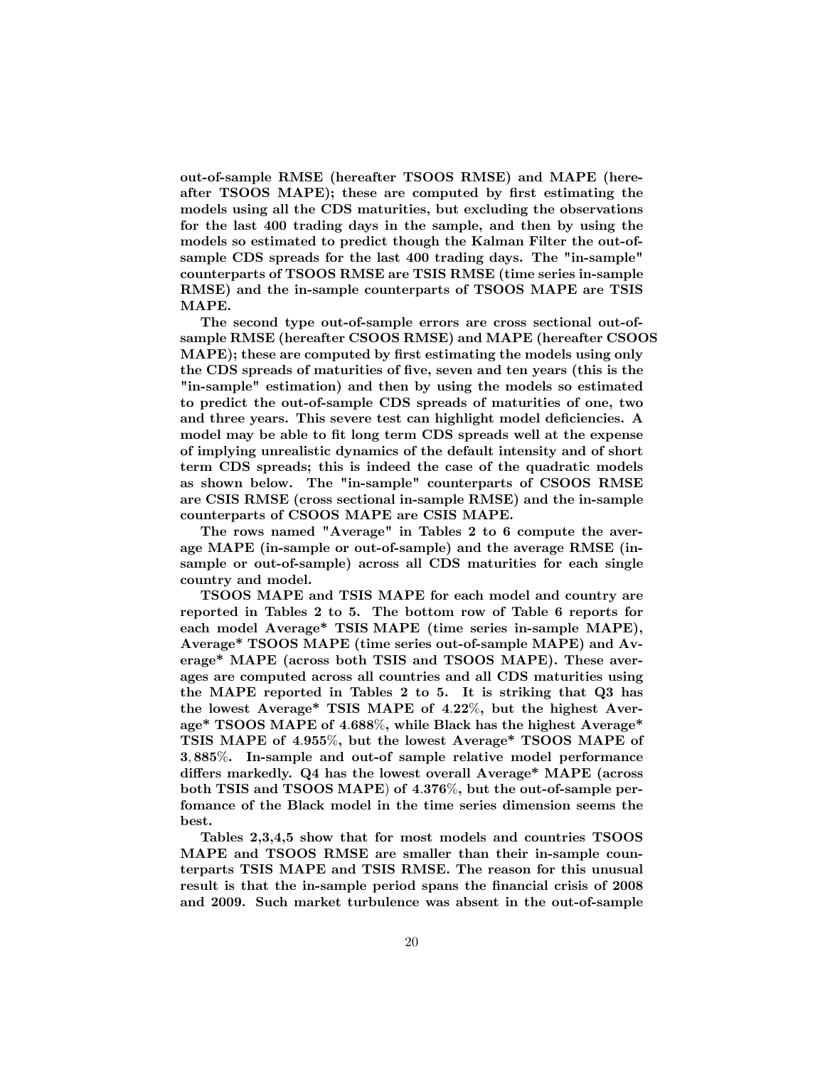**out-of-sample RMSE (hereafter TSOOS RMSE) and MAPE (hereafter TSOOS MAPE); these are computed by first estimating the models using all the CDS maturities, but excluding the observations for the last 400 trading days in the sample, and then by using the models so estimated to predict though the Kalman Filter the out-of-sample CDS spreads for the last 400 trading days. The "in-sample" counterparts of TSOOS RMSE are TSIS RMSE (time series in-sample RMSE) and the in-sample counterparts of TSOOS MAPE are TSIS MAPE.**

**The second type out-of-sample errors are cross sectional out-of-sample RMSE (hereafter CSOOS RMSE) and MAPE (hereafter CSOOS MAPE); these are computed by first estimating the models using only the CDS spreads of maturities of five, seven and ten years (this is the "in-sample" estimation) and then by using the models so estimated to predict the out-of-sample CDS spreads of maturities of one, two and three years. This severe test can highlight model deficiencies. A model may be able to fit long term CDS spreads well at the expense of implying unrealistic dynamics of the default intensity and of short term CDS spreads; this is indeed the case of the quadratic models as shown below. The "in-sample" counterparts of CSOOS RMSE are CSIS RMSE (cross sectional in-sample RMSE) and the in-sample counterparts of CSOOS MAPE are CSIS MAPE.**

**The rows named "Average" in Tables 2 to 6 compute the average MAPE (in-sample or out-of-sample) and the average RMSE (in-sample or out-of-sample) across all CDS maturities for each single country and model.**

**TSOOS MAPE and TSIS MAPE for each model and country are reported in Tables 2 to 5. The bottom row of Table 6 reports for each model Average* TSIS MAPE (time series in-sample MAPE), Average* TSOOS MAPE (time series out-of-sample MAPE) and Average* MAPE (across both TSIS and TSOOS MAPE). These averages are computed across all countries and all CDS maturities using the MAPE reported in Tables 2 to 5. It is striking that Q3 has the lowest Average* TSIS MAPE of 4.22%, but the highest Average* TSOOS MAPE of 4.688%, while Black has the highest Average* TSIS MAPE of 4.955%, but the lowest Average* TSOOS MAPE of 3,885%. In-sample and out-of sample relative model performance differs markedly. Q4 has the lowest overall Average* MAPE (across both TSIS and TSOOS MAPE) of 4.376%, but the out-of-sample perfomance of the Black model in the time series dimension seems the best.**

**Tables 2,3,4,5 show that for most models and countries TSOOS MAPE and TSOOS RMSE are smaller than their in-sample counterparts TSIS MAPE and TSIS RMSE. The reason for this unusual result is that the in-sample period spans the financial crisis of 2008 and 2009. Such market turbulence was absent in the out-of-sample**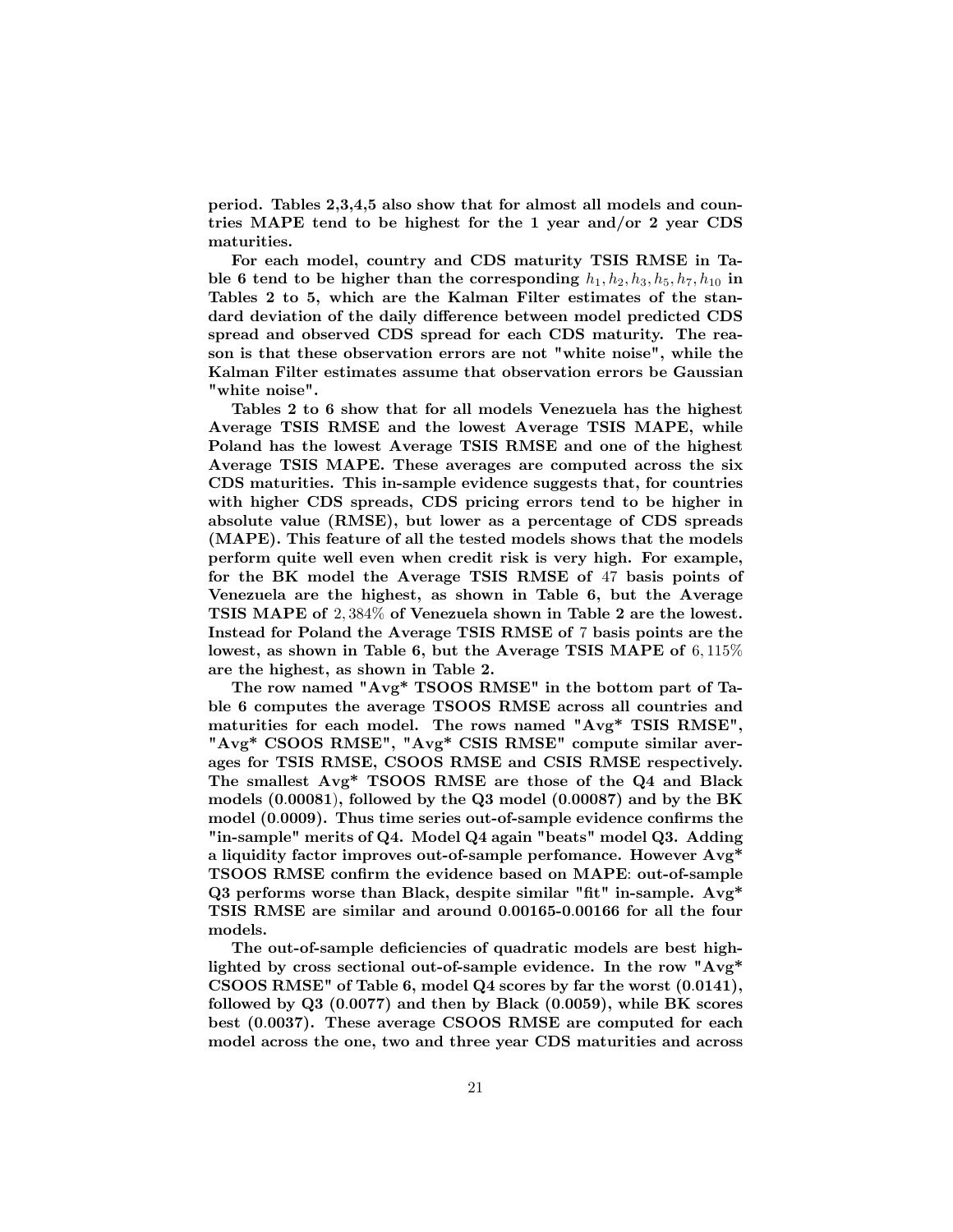period. Tables 2,3,4,5 also show that for almost all models and countries MAPE tend to be highest for the 1 year and/or 2 year CDS maturities.

For each model, country and CDS maturity TSIS RMSE in Table 6 tend to be higher than the corresponding $h_1, h_2, h_3, h_5, h_7, h_{10}$ in Tables 2 to 5, which are the Kalman Filter estimates of the standard deviation of the daily difference between model predicted CDS spread and observed CDS spread for each CDS maturity. The reason is that these observation errors are not "white noise", while the Kalman Filter estimates assume that observation errors be Gaussian "white noise".

Tables 2 to 6 show that for all models Venezuela has the highest Average TSIS RMSE and the lowest Average TSIS MAPE, while Poland has the lowest Average TSIS RMSE and one of the highest Average TSIS MAPE. These averages are computed across the six CDS maturities. This in-sample evidence suggests that, for countries with higher CDS spreads, CDS pricing errors tend to be higher in absolute value (RMSE), but lower as a percentage of CDS spreads (MAPE). This feature of all the tested models shows that the models perform quite well even when credit risk is very high. For example, for the BK model the Average TSIS RMSE of $47$ basis points of Venezuela are the highest, as shown in Table 6, but the Average TSIS MAPE of $2,384\%$ of Venezuela shown in Table 2 are the lowest. Instead for Poland the Average TSIS RMSE of $7$ basis points are the lowest, as shown in Table 6, but the Average TSIS MAPE of $6,115\%$ are the highest, as shown in Table 2.

The row named "Avg* TSOOS RMSE" in the bottom part of Table 6 computes the average TSOOS RMSE across all countries and maturities for each model. The rows named "Avg* TSIS RMSE", "Avg* CSOOS RMSE", "Avg* CSIS RMSE" compute similar averages for TSIS RMSE, CSOOS RMSE and CSIS RMSE respectively. The smallest Avg* TSOOS RMSE are those of the Q4 and Black models ($0.00081$), followed by the Q3 model ($0.00087$) and by the BK model ($0.0009$). Thus time series out-of-sample evidence confirms the "in-sample" merits of Q4. Model Q4 again "beats" model Q3. Adding a liquidity factor improves out-of-sample perfomance. However Avg* TSOOS RMSE confirm the evidence based on MAPE: out-of-sample Q3 performs worse than Black, despite similar "fit" in-sample. Avg* TSIS RMSE are similar and around $0.00165$-$0.00166$ for all the four models.

The out-of-sample deficiencies of quadratic models are best highlighted by cross sectional out-of-sample evidence. In the row "Avg* CSOOS RMSE" of Table 6, model Q4 scores by far the worst ($0.0141$), followed by Q3 ($0.0077$) and then by Black ($0.0059$), while BK scores best ($0.0037$). These average CSOOS RMSE are computed for each model across the one, two and three year CDS maturities and across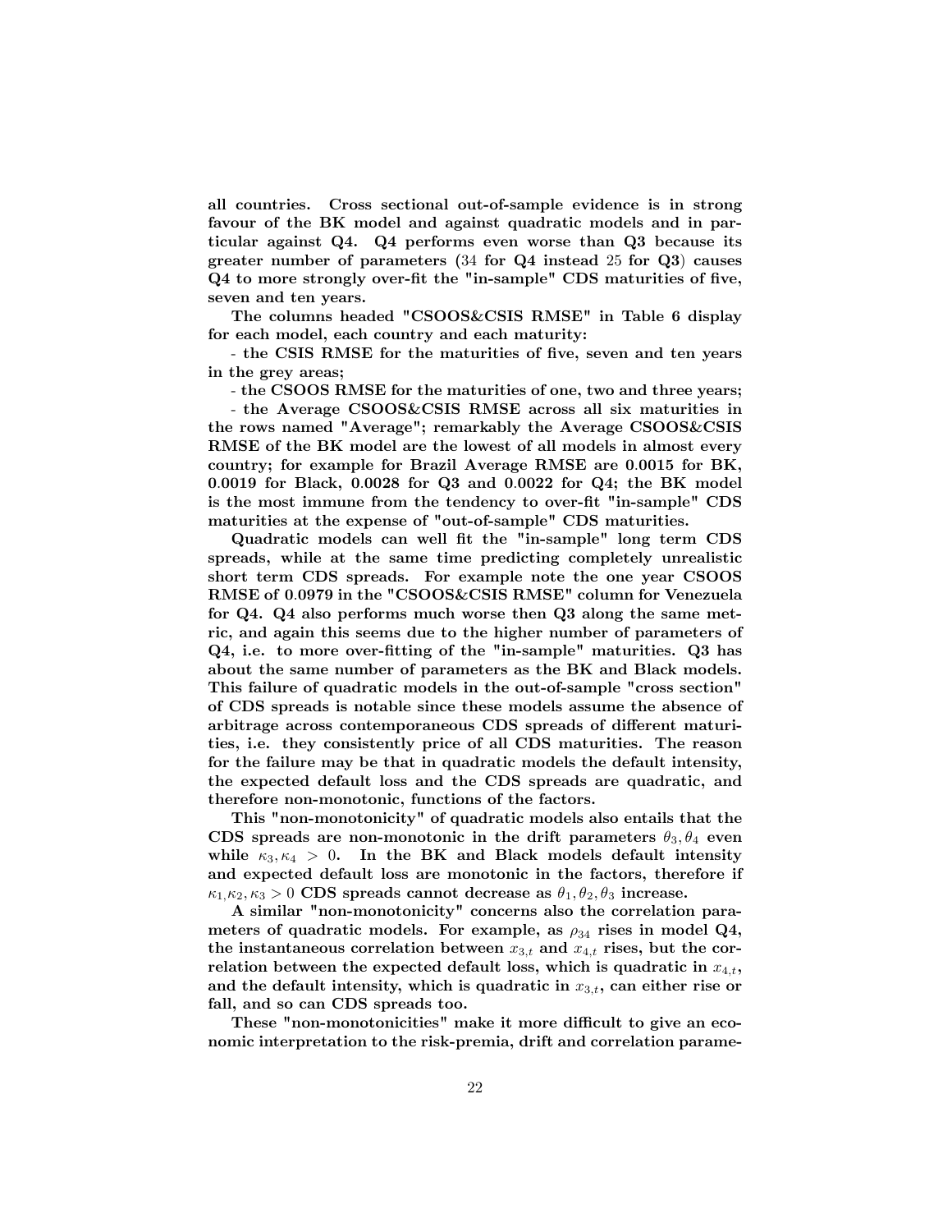all countries. Cross sectional out-of-sample evidence is in strong favour of the BK model and against quadratic models and in particular against Q4. Q4 performs even worse than Q3 because its greater number of parameters ($34$ for Q4 instead $25$ for Q3) causes Q4 to more strongly over-fit the "in-sample" CDS maturities of five, seven and ten years.

The columns headed "CSOOS&CSIS RMSE" in Table 6 display for each model, each country and each maturity:

- the CSIS RMSE for the maturities of five, seven and ten years in the grey areas;

- the CSOOS RMSE for the maturities of one, two and three years;

- the Average CSOOS&CSIS RMSE across all six maturities in the rows named "Average"; remarkably the Average CSOOS&CSIS RMSE of the BK model are the lowest of all models in almost every country; for example for Brazil Average RMSE are $0.0015$ for BK, $0.0019$ for Black, $0.0028$ for Q3 and $0.0022$ for Q4; the BK model is the most immune from the tendency to over-fit "in-sample" CDS maturities at the expense of "out-of-sample" CDS maturities.

Quadratic models can well fit the "in-sample" long term CDS spreads, while at the same time predicting completely unrealistic short term CDS spreads. For example note the one year CSOOS RMSE of $0.0979$ in the "CSOOS&CSIS RMSE" column for Venezuela for Q4. Q4 also performs much worse then Q3 along the same metric, and again this seems due to the higher number of parameters of Q4, i.e. to more over-fitting of the "in-sample" maturities. Q3 has about the same number of parameters as the BK and Black models. This failure of quadratic models in the out-of-sample "cross section" of CDS spreads is notable since these models assume the absence of arbitrage across contemporaneous CDS spreads of different maturities, i.e. they consistently price of all CDS maturities. The reason for the failure may be that in quadratic models the default intensity, the expected default loss and the CDS spreads are quadratic, and therefore non-monotonic, functions of the factors.

This "non-monotonicity" of quadratic models also entails that the CDS spreads are non-monotonic in the drift parameters $\theta_3, \theta_4$ even while $\kappa_3, \kappa_4 > 0$. In the BK and Black models default intensity and expected default loss are monotonic in the factors, therefore if $\kappa_1 \kappa_2, \kappa_3 > 0$ CDS spreads cannot decrease as $\theta_1, \theta_2, \theta_3$ increase.

A similar "non-monotonicity" concerns also the correlation parameters of quadratic models. For example, as $\rho_{34}$ rises in model Q4, the instantaneous correlation between $x_{3,t}$ and $x_{4,t}$ rises, but the correlation between the expected default loss, which is quadratic in $x_{4,t}$, and the default intensity, which is quadratic in $x_{3,t}$, can either rise or fall, and so can CDS spreads too.

These "non-monotonicities" make it more difficult to give an economic interpretation to the risk-premia, drift and correlation parame-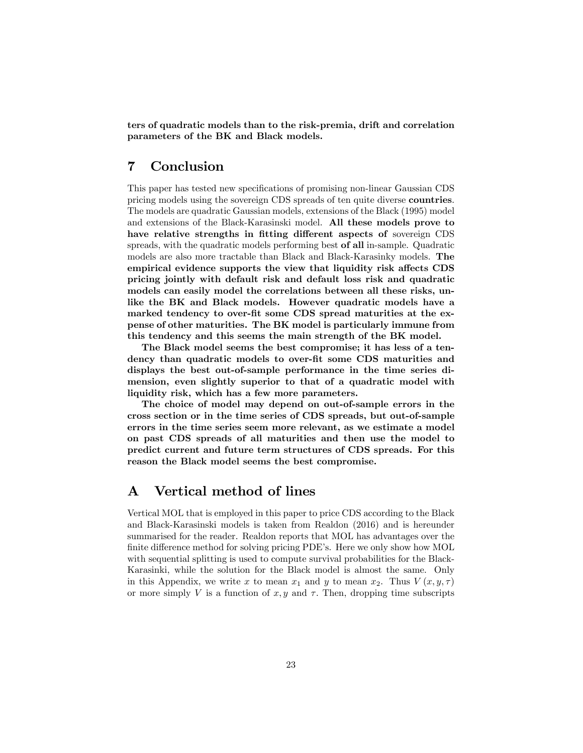**ters of quadratic models than to the risk-premia, drift and correlation parameters of the BK and Black models.**

# 7 Conclusion

This paper has tested new specifications of promising non-linear Gaussian CDS pricing models using the sovereign CDS spreads of ten quite diverse **countries**. The models are quadratic Gaussian models, extensions of the Black (1995) model and extensions of the Black-Karasinski model. **All these models prove to have relative strengths in fitting different aspects of** sovereign CDS spreads, with the quadratic models performing best **of all** in-sample. Quadratic models are also more tractable than Black and Black-Karasinky models. **The empirical evidence supports the view that liquidity risk affects CDS pricing jointly with default risk and default loss risk and quadratic models can easily model the correlations between all these risks, unlike the BK and Black models. However quadratic models have a marked tendency to over-fit some CDS spread maturities at the expense of other maturities. The BK model is particularly immune from this tendency and this seems the main strength of the BK model.**

**The Black model seems the best compromise; it has less of a tendency than quadratic models to over-fit some CDS maturities and displays the best out-of-sample performance in the time series dimension, even slightly superior to that of a quadratic model with liquidity risk, which has a few more parameters.**

**The choice of model may depend on out-of-sample errors in the cross section or in the time series of CDS spreads, but out-of-sample errors in the time series seem more relevant, as we estimate a model on past CDS spreads of all maturities and then use the model to predict current and future term structures of CDS spreads. For this reason the Black model seems the best compromise.**

# A Vertical method of lines

Vertical MOL that is employed in this paper to price CDS according to the Black and Black-Karasinski models is taken from Realdon (2016) and is hereunder summarised for the reader. Realdon reports that MOL has advantages over the finite difference method for solving pricing PDE's. Here we only show how MOL with sequential splitting is used to compute survival probabilities for the Black-Karasinki, while the solution for the Black model is almost the same. Only in this Appendix, we write $x$ to mean $x_1$ and $y$ to mean $x_2$. Thus $V(x, y, \tau)$ or more simply $V$ is a function of $x, y$ and $\tau$. Then, dropping time subscripts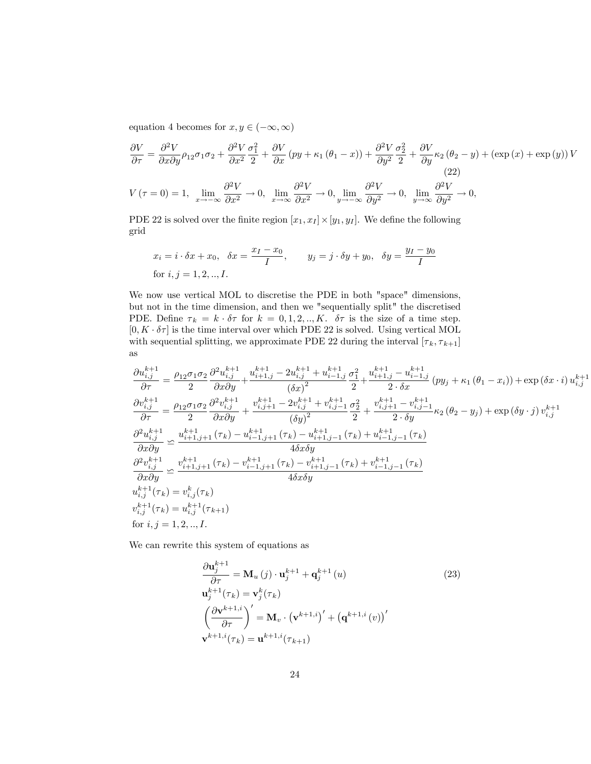equation 4 becomes for $x, y \in (-\infty, \infty)$

$$\frac{\partial V}{\partial \tau} = \frac{\partial^2 V}{\partial x \partial y}\rho_{12}\sigma_1\sigma_2 + \frac{\partial^2 V}{\partial x^2}\frac{\sigma_1^2}{2} + \frac{\partial V}{\partial x}\left(py + \kappa_1\left(\theta_1 - x\right)\right) + \frac{\partial^2 V}{\partial y^2}\frac{\sigma_2^2}{2} + \frac{\partial V}{\partial y}\kappa_2\left(\theta_2 - y\right) + \left(\exp\left(x\right) + \exp\left(y\right)\right)V \tag{22}$$

$$V\left(\tau = 0\right) = 1, \quad \lim_{x \to -\infty}\frac{\partial^2 V}{\partial x^2} \to 0, \quad \lim_{x \to \infty}\frac{\partial^2 V}{\partial x^2} \to 0, \lim_{y \to -\infty}\frac{\partial^2 V}{\partial y^2} \to 0, \quad \lim_{y \to \infty}\frac{\partial^2 V}{\partial y^2} \to 0,$$

PDE 22 is solved over the finite region $[x_1, x_I] \times [y_1, y_I]$. We define the following grid

$$x_i = i \cdot \delta x + x_0, \quad \delta x = \frac{x_I - x_0}{I}, \qquad y_j = j \cdot \delta y + y_0, \quad \delta y = \frac{y_I - y_0}{I}$$

for $i, j = 1, 2, .., I$.

We now use vertical MOL to discretise the PDE in both "space" dimensions, but not in the time dimension, and then we "sequentially split" the discretised PDE. Define $\tau_k = k \cdot \delta\tau$ for $k = 0, 1, 2, .., K$. $\delta\tau$ is the size of a time step. $[0, K \cdot \delta\tau]$ is the time interval over which PDE 22 is solved. Using vertical MOL with sequential splitting, we approximate PDE 22 during the interval $[\tau_k, \tau_{k+1}]$ as

$$\frac{\partial u_{i,j}^{k+1}}{\partial \tau} = \frac{\rho_{12}\sigma_1\sigma_2}{2}\frac{\partial^2 u_{i,j}^{k+1}}{\partial x \partial y} + \frac{u_{i+1,j}^{k+1} - 2u_{i,j}^{k+1} + u_{i-1,j}^{k+1}}{\left(\delta x\right)^2}\frac{\sigma_1^2}{2} + \frac{u_{i+1,j}^{k+1} - u_{i-1,j}^{k+1}}{2 \cdot \delta x}\left(py_j + \kappa_1\left(\theta_1 - x_i\right)\right) + \exp\left(\delta x \cdot i\right)u_{i,j}^{k+1}$$

$$\frac{\partial v_{i,j}^{k+1}}{\partial \tau} = \frac{\rho_{12}\sigma_1\sigma_2}{2}\frac{\partial^2 v_{i,j}^{k+1}}{\partial x \partial y} + \frac{v_{i,j+1}^{k+1} - 2v_{i,j}^{k+1} + v_{i,j-1}^{k+1}}{\left(\delta y\right)^2}\frac{\sigma_2^2}{2} + \frac{v_{i,j+1}^{k+1} - v_{i,j-1}^{k+1}}{2 \cdot \delta y}\kappa_2\left(\theta_2 - y_j\right) + \exp\left(\delta y \cdot j\right)v_{i,j}^{k+1}$$

$$\frac{\partial^2 u_{i,j}^{k+1}}{\partial x \partial y} \backsimeq \frac{u_{i+1,j+1}^{k+1}\left(\tau_k\right) - u_{i-1,j+1}^{k+1}\left(\tau_k\right) - u_{i+1,j-1}^{k+1}\left(\tau_k\right) + u_{i-1,j-1}^{k+1}\left(\tau_k\right)}{4\delta x\delta y}$$

$$\frac{\partial^2 v_{i,j}^{k+1}}{\partial x \partial y} \backsimeq \frac{v_{i+1,j+1}^{k+1}\left(\tau_k\right) - v_{i-1,j+1}^{k+1}\left(\tau_k\right) - v_{i+1,j-1}^{k+1}\left(\tau_k\right) + v_{i-1,j-1}^{k+1}\left(\tau_k\right)}{4\delta x\delta y}$$

$$u_{i,j}^{k+1}(\tau_k) = v_{i,j}^{k}(\tau_k)$$

$$v_{i,j}^{k+1}(\tau_k) = u_{i,j}^{k+1}(\tau_{k+1})$$

for $i, j = 1, 2, .., I$.

We can rewrite this system of equations as

$$\begin{aligned}
&\frac{\partial \mathbf{u}_j^{k+1}}{\partial \tau} = \mathbf{M}_u\left(j\right) \cdot \mathbf{u}_j^{k+1} + \mathbf{q}_j^{k+1}\left(u\right) \\
&\mathbf{u}_j^{k+1}(\tau_k) = \mathbf{v}_j^{k}(\tau_k) \\
&\left(\frac{\partial \mathbf{v}^{k+1,i}}{\partial \tau}\right)' = \mathbf{M}_v \cdot \left(\mathbf{v}^{k+1,i}\right)' + \left(\mathbf{q}^{k+1,i}\left(v\right)\right)' \\
&\mathbf{v}^{k+1,i}(\tau_k) = \mathbf{u}^{k+1,i}(\tau_{k+1})
\end{aligned} \tag{23}$$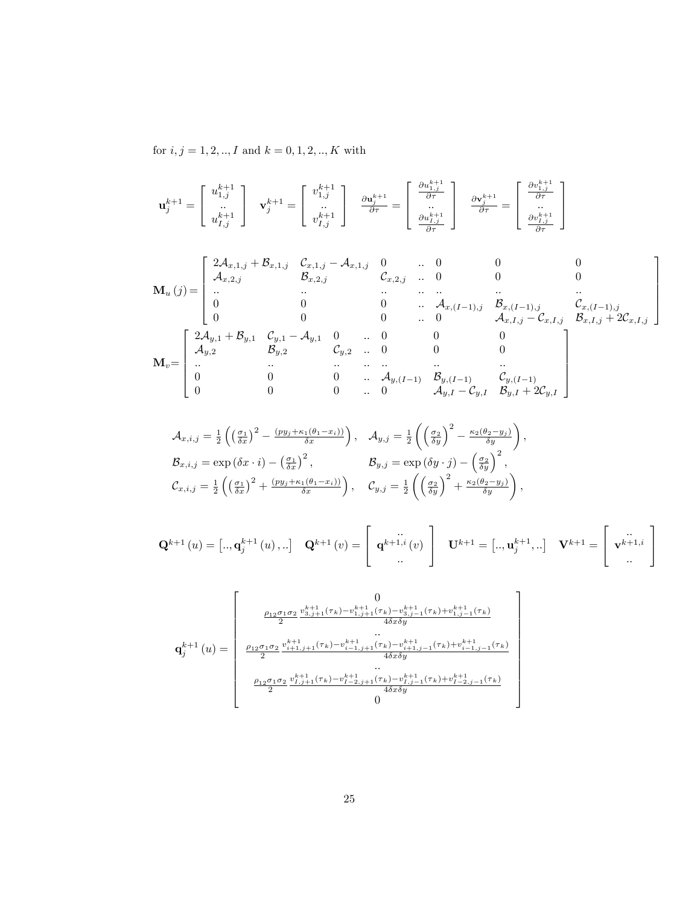for $i, j = 1, 2, .., I$ and $k = 0, 1, 2, .., K$ with

$$
\mathbf{u}_j^{k+1} = \begin{bmatrix} u_{1,j}^{k+1} \\ .. \\ u_{I,j}^{k+1} \end{bmatrix} \quad \mathbf{v}_j^{k+1} = \begin{bmatrix} v_{1,j}^{k+1} \\ .. \\ v_{I,j}^{k+1} \end{bmatrix} \quad \frac{\partial \mathbf{u}_j^{k+1}}{\partial \tau} = \begin{bmatrix} \frac{\partial u_{1,j}^{k+1}}{\partial \tau} \\ .. \\ \frac{\partial u_{I,j}^{k+1}}{\partial \tau} \end{bmatrix} \quad \frac{\partial \mathbf{v}_j^{k+1}}{\partial \tau} = \begin{bmatrix} \frac{\partial v_{1,j}^{k+1}}{\partial \tau} \\ .. \\ \frac{\partial v_{I,j}^{k+1}}{\partial \tau} \end{bmatrix}
$$

$$
\mathbf{M}_u(j) = \begin{bmatrix} 2\mathcal{A}_{x,1,j} + \mathcal{B}_{x,1,j} & \mathcal{C}_{x,1,j} - \mathcal{A}_{x,1,j} & 0 & .. & 0 & 0 & 0 \\ \mathcal{A}_{x,2,j} & \mathcal{B}_{x,2,j} & \mathcal{C}_{x,2,j} & .. & 0 & 0 & 0 \\ .. & .. & .. & .. & .. & .. & .. \\ 0 & 0 & 0 & .. & \mathcal{A}_{x,(I-1),j} & \mathcal{B}_{x,(I-1),j} & \mathcal{C}_{x,(I-1),j} \\ 0 & 0 & 0 & .. & 0 & \mathcal{A}_{x,I,j} - \mathcal{C}_{x,I,j} & \mathcal{B}_{x,I,j} + 2\mathcal{C}_{x,I,j} \end{bmatrix}
$$

$$
\mathbf{M}_v = \begin{bmatrix} 2\mathcal{A}_{y,1} + \mathcal{B}_{y,1} & \mathcal{C}_{y,1} - \mathcal{A}_{y,1} & 0 & .. & 0 & 0 & 0 \\ \mathcal{A}_{y,2} & \mathcal{B}_{y,2} & \mathcal{C}_{y,2} & .. & 0 & 0 & 0 \\ .. & .. & .. & .. & .. & .. & .. \\ 0 & 0 & 0 & .. & \mathcal{A}_{y,(I-1)} & \mathcal{B}_{y,(I-1)} & \mathcal{C}_{y,(I-1)} \\ 0 & 0 & 0 & .. & 0 & \mathcal{A}_{y,I} - \mathcal{C}_{y,I} & \mathcal{B}_{y,I} + 2\mathcal{C}_{y,I} \end{bmatrix}
$$

$$
\begin{aligned}
\mathcal{A}_{x,i,j} &= \frac{1}{2}\left(\left(\frac{\sigma_1}{\delta x}\right)^2 - \frac{(py_j + \kappa_1(\theta_1 - x_i))}{\delta x}\right), \quad & \mathcal{A}_{y,j} &= \frac{1}{2}\left(\left(\frac{\sigma_2}{\delta y}\right)^2 - \frac{\kappa_2(\theta_2 - y_j)}{\delta y}\right), \\
\mathcal{B}_{x,i,j} &= \exp(\delta x \cdot i) - \left(\frac{\sigma_1}{\delta x}\right)^2, & \mathcal{B}_{y,j} &= \exp(\delta y \cdot j) - \left(\frac{\sigma_2}{\delta y}\right)^2, \\
\mathcal{C}_{x,i,j} &= \frac{1}{2}\left(\left(\frac{\sigma_1}{\delta x}\right)^2 + \frac{(py_j + \kappa_1(\theta_1 - x_i))}{\delta x}\right), & \mathcal{C}_{y,j} &= \frac{1}{2}\left(\left(\frac{\sigma_2}{\delta y}\right)^2 + \frac{\kappa_2(\theta_2 - y_j)}{\delta y}\right),
\end{aligned}
$$

$$
\mathbf{Q}^{k+1}(u) = \left[.., \mathbf{q}_j^{k+1}(u), ..\right] \quad \mathbf{Q}^{k+1}(v) = \begin{bmatrix} .. \\ \mathbf{q}^{k+1,i}(v) \\ .. \end{bmatrix} \quad \mathbf{U}^{k+1} = \left[.., \mathbf{u}_j^{k+1}, ..\right] \quad \mathbf{V}^{k+1} = \begin{bmatrix} .. \\ \mathbf{v}^{k+1,i} \\ .. \end{bmatrix}
$$

$$
\mathbf{q}_j^{k+1}(u) = \begin{bmatrix} 0 \\ \frac{\rho_{12}\sigma_1\sigma_2}{2} \frac{v_{3,j+1}^{k+1}(\tau_k) - v_{1,j+1}^{k+1}(\tau_k) - v_{3,j-1}^{k+1}(\tau_k) + v_{1,j-1}^{k+1}(\tau_k)}{4\delta x \delta y} \\ .. \\ \frac{\rho_{12}\sigma_1\sigma_2}{2} \frac{v_{i+1,j+1}^{k+1}(\tau_k) - v_{i-1,j+1}^{k+1}(\tau_k) - v_{i+1,j-1}^{k+1}(\tau_k) + v_{i-1,j-1}^{k+1}(\tau_k)}{4\delta x \delta y} \\ .. \\ \frac{\rho_{12}\sigma_1\sigma_2}{2} \frac{v_{I,j+1}^{k+1}(\tau_k) - v_{I-2,j+1}^{k+1}(\tau_k) - v_{I,j-1}^{k+1}(\tau_k) + v_{I-2,j-1}^{k+1}(\tau_k)}{4\delta x \delta y} \\ 0 \end{bmatrix}
$$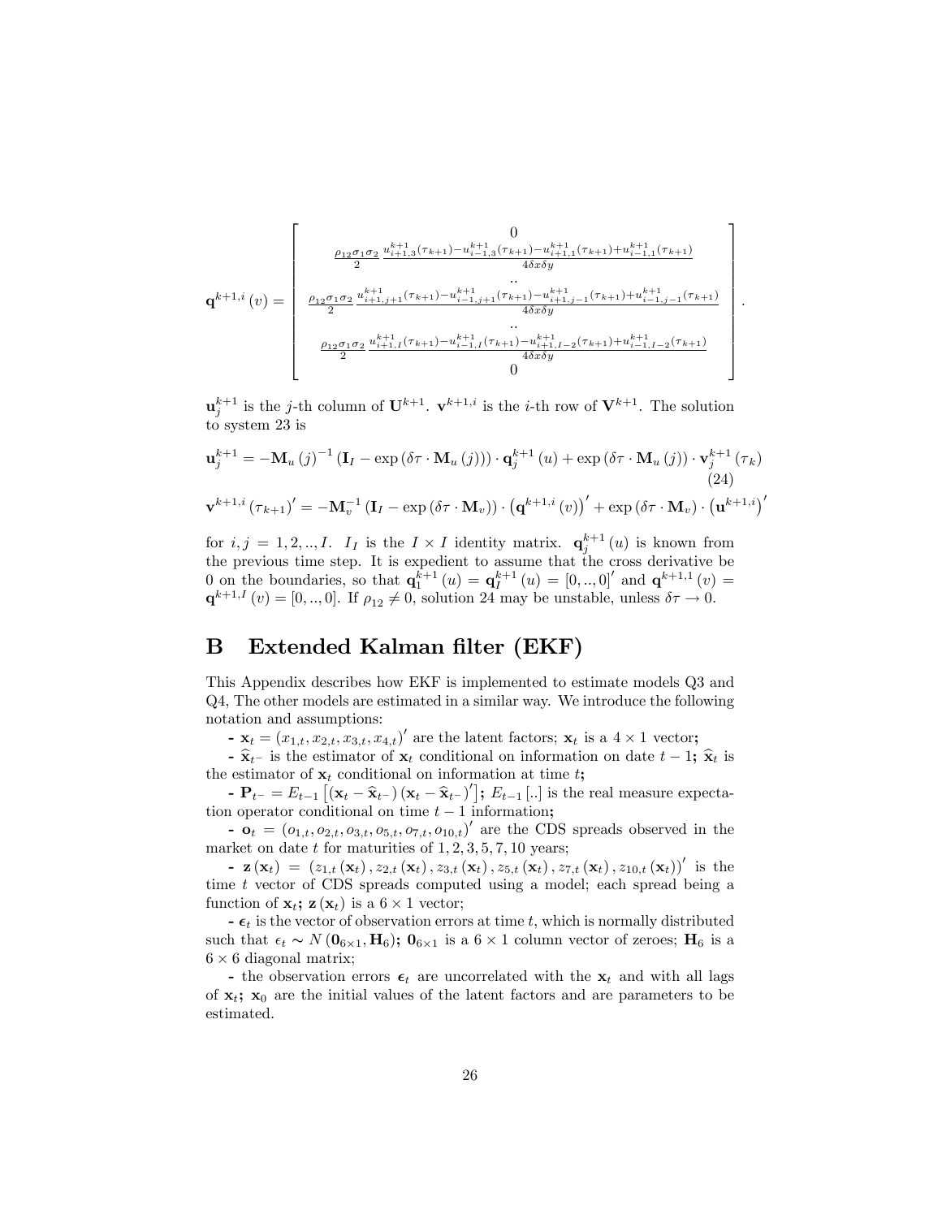$$
\mathbf{q}^{k+1,i}(v) = \begin{bmatrix} 0 \\ \frac{\rho_{12}\sigma_1\sigma_2}{2} \frac{u_{i+1,3}^{k+1}(\tau_{k+1}) - u_{i-1,3}^{k+1}(\tau_{k+1}) - u_{i+1,1}^{k+1}(\tau_{k+1}) + u_{i-1,1}^{k+1}(\tau_{k+1})}{4\delta x \delta y} \\ .. \\ \frac{\rho_{12}\sigma_1\sigma_2}{2} \frac{u_{i+1,j+1}^{k+1}(\tau_{k+1}) - u_{i-1,j+1}^{k+1}(\tau_{k+1}) - u_{i+1,j-1}^{k+1}(\tau_{k+1}) + u_{i-1,j-1}^{k+1}(\tau_{k+1})}{4\delta x \delta y} \\ .. \\ \frac{\rho_{12}\sigma_1\sigma_2}{2} \frac{u_{i+1,I}^{k+1}(\tau_{k+1}) - u_{i-1,I}^{k+1}(\tau_{k+1}) - u_{i+1,I-2}^{k+1}(\tau_{k+1}) + u_{i-1,I-2}^{k+1}(\tau_{k+1})}{4\delta x \delta y} \\ 0 \end{bmatrix}.
$$

$\mathbf{u}_j^{k+1}$ is the $j$-th column of $\mathbf{U}^{k+1}$. $\mathbf{v}^{k+1,i}$ is the $i$-th row of $\mathbf{V}^{k+1}$. The solution to system 23 is

$$
\mathbf{u}_j^{k+1} = -\mathbf{M}_u(j)^{-1}\left(\mathbf{I}_I - \exp\left(\delta\tau \cdot \mathbf{M}_u(j)\right)\right) \cdot \mathbf{q}_j^{k+1}(u) + \exp\left(\delta\tau \cdot \mathbf{M}_u(j)\right) \cdot \mathbf{v}_j^{k+1}(\tau_k) \tag{24}
$$

$$
\mathbf{v}^{k+1,i}(\tau_{k+1})' = -\mathbf{M}_v^{-1}\left(\mathbf{I}_I - \exp\left(\delta\tau \cdot \mathbf{M}_v\right)\right) \cdot \left(\mathbf{q}^{k+1,i}(v)\right)' + \exp\left(\delta\tau \cdot \mathbf{M}_v\right) \cdot \left(\mathbf{u}^{k+1,i}\right)'
$$

for $i, j = 1, 2, .., I$. $I_I$ is the $I \times I$ identity matrix. $\mathbf{q}_j^{k+1}(u)$ is known from the previous time step. It is expedient to assume that the cross derivative be 0 on the boundaries, so that $\mathbf{q}_1^{k+1}(u) = \mathbf{q}_I^{k+1}(u) = [0, .., 0]'$ and $\mathbf{q}^{k+1,1}(v) = \mathbf{q}^{k+1,I}(v) = [0, .., 0]$. If $\rho_{12} \neq 0$, solution 24 may be unstable, unless $\delta\tau \to 0$.

# B Extended Kalman filter (EKF)

This Appendix describes how EKF is implemented to estimate models Q3 and Q4, The other models are estimated in a similar way. We introduce the following notation and assumptions:

**-** $\mathbf{x}_t = (x_{1,t}, x_{2,t}, x_{3,t}, x_{4,t})'$ are the latent factors; $\mathbf{x}_t$ is a $4 \times 1$ vector**;**

**-** $\widehat{\mathbf{x}}_{t^-}$ is the estimator of $\mathbf{x}_t$ conditional on information on date $t-1$**;** $\widehat{\mathbf{x}}_t$ is the estimator of $\mathbf{x}_t$ conditional on information at time $t$**;**

**-** $\mathbf{P}_{t^-} = E_{t-1}\left[(\mathbf{x}_t - \widehat{\mathbf{x}}_{t^-})(\mathbf{x}_t - \widehat{\mathbf{x}}_{t^-})'\right]$**;** $E_{t-1}[..]$ is the real measure expectation operator conditional on time $t-1$ information**;**

**-** $\mathbf{o}_t = (o_{1,t}, o_{2,t}, o_{3,t}, o_{5,t}, o_{7,t}, o_{10,t})'$ are the CDS spreads observed in the market on date $t$ for maturities of $1, 2, 3, 5, 7, 10$ years;

**-** $\mathbf{z}(\mathbf{x}_t) = (z_{1,t}(\mathbf{x}_t), z_{2,t}(\mathbf{x}_t), z_{3,t}(\mathbf{x}_t), z_{5,t}(\mathbf{x}_t), z_{7,t}(\mathbf{x}_t), z_{10,t}(\mathbf{x}_t))'$ is the time $t$ vector of CDS spreads computed using a model; each spread being a function of $\mathbf{x}_t$**;** $\mathbf{z}(\mathbf{x}_t)$ is a $6 \times 1$ vector;

**-** $\boldsymbol{\epsilon}_t$ is the vector of observation errors at time $t$, which is normally distributed such that $\epsilon_t \sim N(\mathbf{0}_{6\times 1}, \mathbf{H}_6)$**;** $\mathbf{0}_{6\times 1}$ is a $6 \times 1$ column vector of zeroes; $\mathbf{H}_6$ is a $6 \times 6$ diagonal matrix;

**-** the observation errors $\boldsymbol{\epsilon}_t$ are uncorrelated with the $\mathbf{x}_t$ and with all lags of $\mathbf{x}_t$**;** $\mathbf{x}_0$ are the initial values of the latent factors and are parameters to be estimated.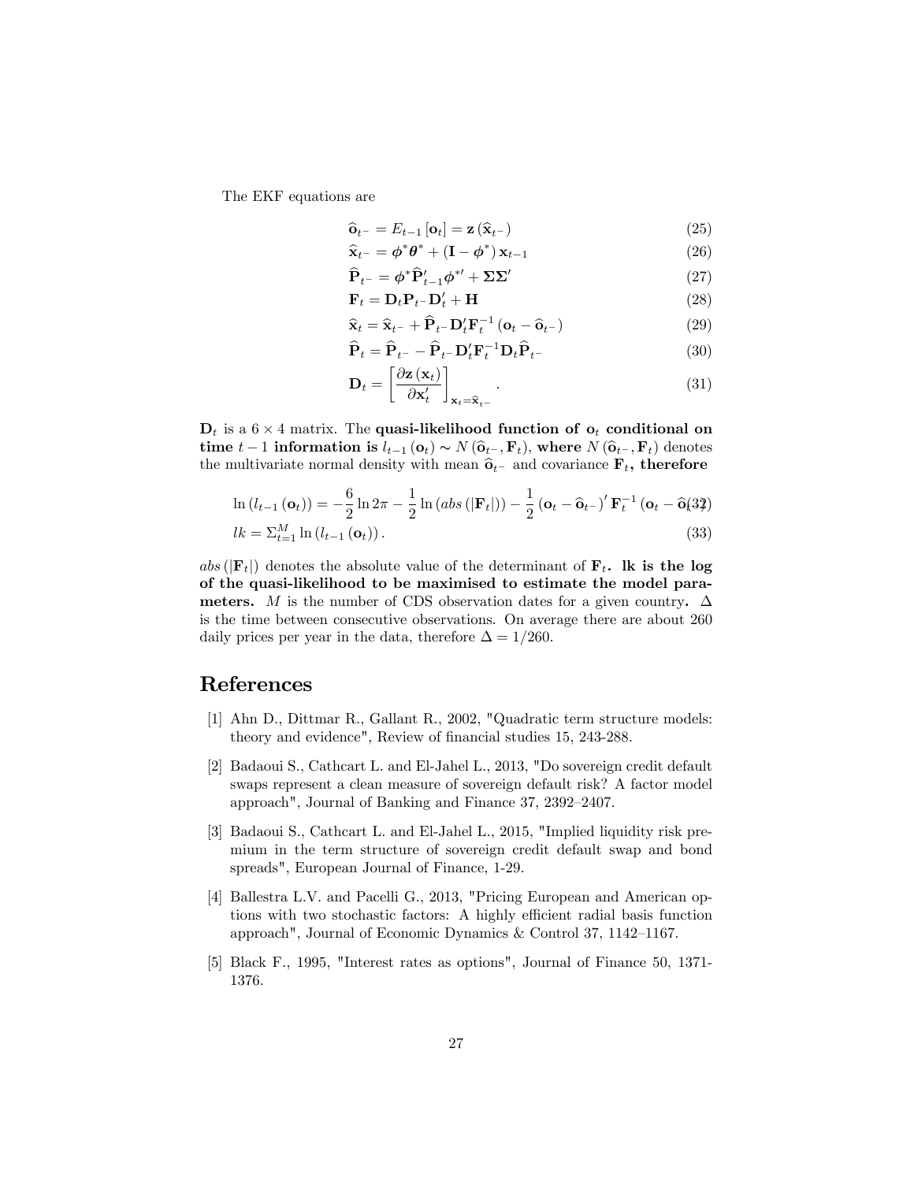The EKF equations are

$$\widehat{\mathbf{o}}_{t^-} = E_{t-1}[\mathbf{o}_t] = \mathbf{z}(\widehat{\mathbf{x}}_{t^-}) \tag{25}$$

$$\widehat{\mathbf{x}}_{t^-} = \boldsymbol{\phi}^* \boldsymbol{\theta}^* + (\mathbf{I} - \boldsymbol{\phi}^*)\,\mathbf{x}_{t-1} \tag{26}$$

$$\widehat{\mathbf{P}}_{t^-} = \boldsymbol{\phi}^* \widehat{\mathbf{P}}'_{t-1} \boldsymbol{\phi}^{*\prime} + \boldsymbol{\Sigma}\boldsymbol{\Sigma}' \tag{27}$$

$$\mathbf{F}_t = \mathbf{D}_t \mathbf{P}_{t^-} \mathbf{D}'_t + \mathbf{H} \tag{28}$$

$$\widehat{\mathbf{x}}_t = \widehat{\mathbf{x}}_{t^-} + \widehat{\mathbf{P}}_{t^-} \mathbf{D}'_t \mathbf{F}_t^{-1} (\mathbf{o}_t - \widehat{\mathbf{o}}_{t^-}) \tag{29}$$

$$\widehat{\mathbf{P}}_t = \widehat{\mathbf{P}}_{t^-} - \widehat{\mathbf{P}}_{t^-} \mathbf{D}'_t \mathbf{F}_t^{-1} \mathbf{D}_t \widehat{\mathbf{P}}_{t^-} \tag{30}$$

$$\mathbf{D}_t = \left[\frac{\partial \mathbf{z}(\mathbf{x}_t)}{\partial \mathbf{x}'_t}\right]_{\mathbf{x}_t = \widehat{\mathbf{x}}_{t^-}}. \tag{31}$$

$\mathbf{D}_t$ is a $6 \times 4$ matrix. The **quasi-likelihood function of $\mathbf{o}_t$ conditional on time $t-1$ information is** $l_{t-1}(\mathbf{o}_t) \sim N(\widehat{\mathbf{o}}_{t^-}, \mathbf{F}_t)$, **where** $N(\widehat{\mathbf{o}}_{t^-}, \mathbf{F}_t)$ denotes the multivariate normal density with mean $\widehat{\mathbf{o}}_{t^-}$ and covariance $\mathbf{F}_t$**, therefore**

$$\ln(l_{t-1}(\mathbf{o}_t)) = -\frac{6}{2}\ln 2\pi - \frac{1}{2}\ln(abs(|\mathbf{F}_t|)) - \frac{1}{2}(\mathbf{o}_t - \widehat{\mathbf{o}}_{t^-})' \mathbf{F}_t^{-1} (\mathbf{o}_t - \widehat{\mathbf{o}}_{t^-}) \tag{32}$$

$$lk = \Sigma_{t=1}^{M} \ln(l_{t-1}(\mathbf{o}_t)). \tag{33}$$

$abs(|\mathbf{F}_t|)$ denotes the absolute value of the determinant of $\mathbf{F}_t$**. lk is the log of the quasi-likelihood to be maximised to estimate the model parameters.** $M$ is the number of CDS observation dates for a given country**.** $\Delta$ is the time between consecutive observations. On average there are about 260 daily prices per year in the data, therefore $\Delta = 1/260$.

# References

[1] Ahn D., Dittmar R., Gallant R., 2002, "Quadratic term structure models: theory and evidence", Review of financial studies 15, 243-288.

[2] Badaoui S., Cathcart L. and El-Jahel L., 2013, "Do sovereign credit default swaps represent a clean measure of sovereign default risk? A factor model approach", Journal of Banking and Finance 37, 2392–2407.

[3] Badaoui S., Cathcart L. and El-Jahel L., 2015, "Implied liquidity risk premium in the term structure of sovereign credit default swap and bond spreads", European Journal of Finance, 1-29.

[4] Ballestra L.V. and Pacelli G., 2013, "Pricing European and American options with two stochastic factors: A highly efficient radial basis function approach", Journal of Economic Dynamics & Control 37, 1142–1167.

[5] Black F., 1995, "Interest rates as options", Journal of Finance 50, 1371-1376.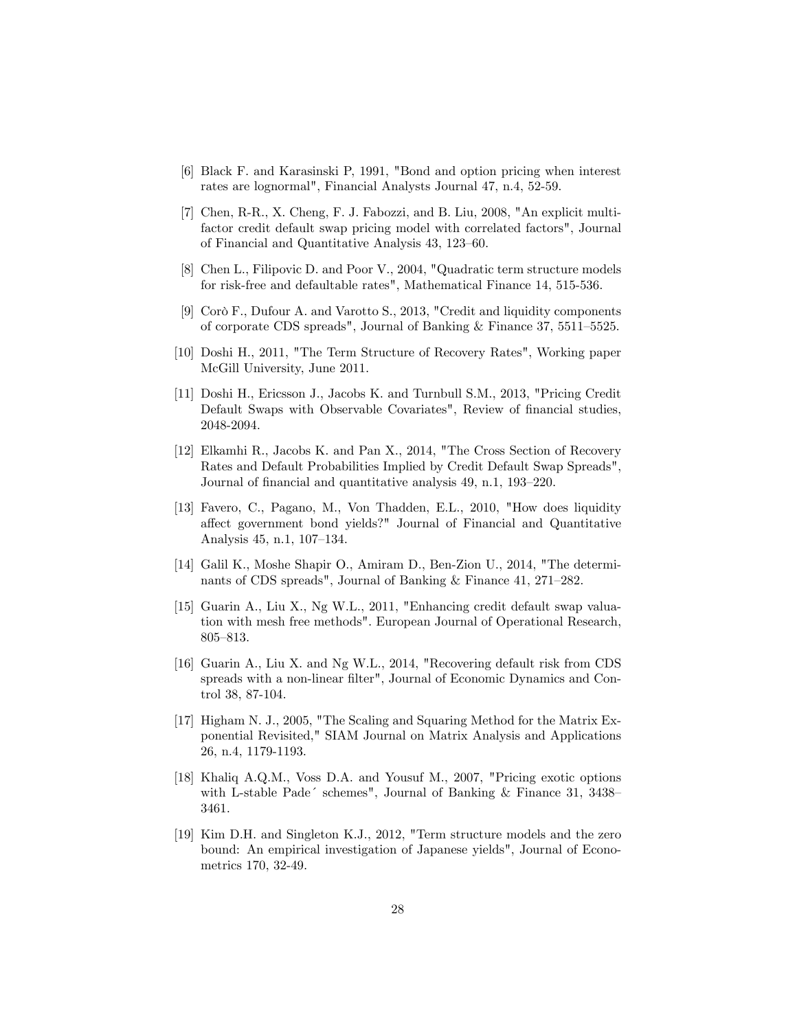[6] Black F. and Karasinski P, 1991, "Bond and option pricing when interest rates are lognormal", Financial Analysts Journal 47, n.4, 52-59.

[7] Chen, R-R., X. Cheng, F. J. Fabozzi, and B. Liu, 2008, "An explicit multifactor credit default swap pricing model with correlated factors", Journal of Financial and Quantitative Analysis 43, 123–60.

[8] Chen L., Filipovic D. and Poor V., 2004, "Quadratic term structure models for risk-free and defaultable rates", Mathematical Finance 14, 515-536.

[9] Corò F., Dufour A. and Varotto S., 2013, "Credit and liquidity components of corporate CDS spreads", Journal of Banking & Finance 37, 5511–5525.

[10] Doshi H., 2011, "The Term Structure of Recovery Rates", Working paper McGill University, June 2011.

[11] Doshi H., Ericsson J., Jacobs K. and Turnbull S.M., 2013, "Pricing Credit Default Swaps with Observable Covariates", Review of financial studies, 2048-2094.

[12] Elkamhi R., Jacobs K. and Pan X., 2014, "The Cross Section of Recovery Rates and Default Probabilities Implied by Credit Default Swap Spreads", Journal of financial and quantitative analysis 49, n.1, 193–220.

[13] Favero, C., Pagano, M., Von Thadden, E.L., 2010, "How does liquidity affect government bond yields?" Journal of Financial and Quantitative Analysis 45, n.1, 107–134.

[14] Galil K., Moshe Shapir O., Amiram D., Ben-Zion U., 2014, "The determinants of CDS spreads", Journal of Banking & Finance 41, 271–282.

[15] Guarin A., Liu X., Ng W.L., 2011, "Enhancing credit default swap valuation with mesh free methods". European Journal of Operational Research, 805–813.

[16] Guarin A., Liu X. and Ng W.L., 2014, "Recovering default risk from CDS spreads with a non-linear filter", Journal of Economic Dynamics and Control 38, 87-104.

[17] Higham N. J., 2005, "The Scaling and Squaring Method for the Matrix Exponential Revisited," SIAM Journal on Matrix Analysis and Applications 26, n.4, 1179-1193.

[18] Khaliq A.Q.M., Voss D.A. and Yousuf M., 2007, "Pricing exotic options with L-stable Pade´ schemes", Journal of Banking & Finance 31, 3438–3461.

[19] Kim D.H. and Singleton K.J., 2012, "Term structure models and the zero bound: An empirical investigation of Japanese yields", Journal of Econometrics 170, 32-49.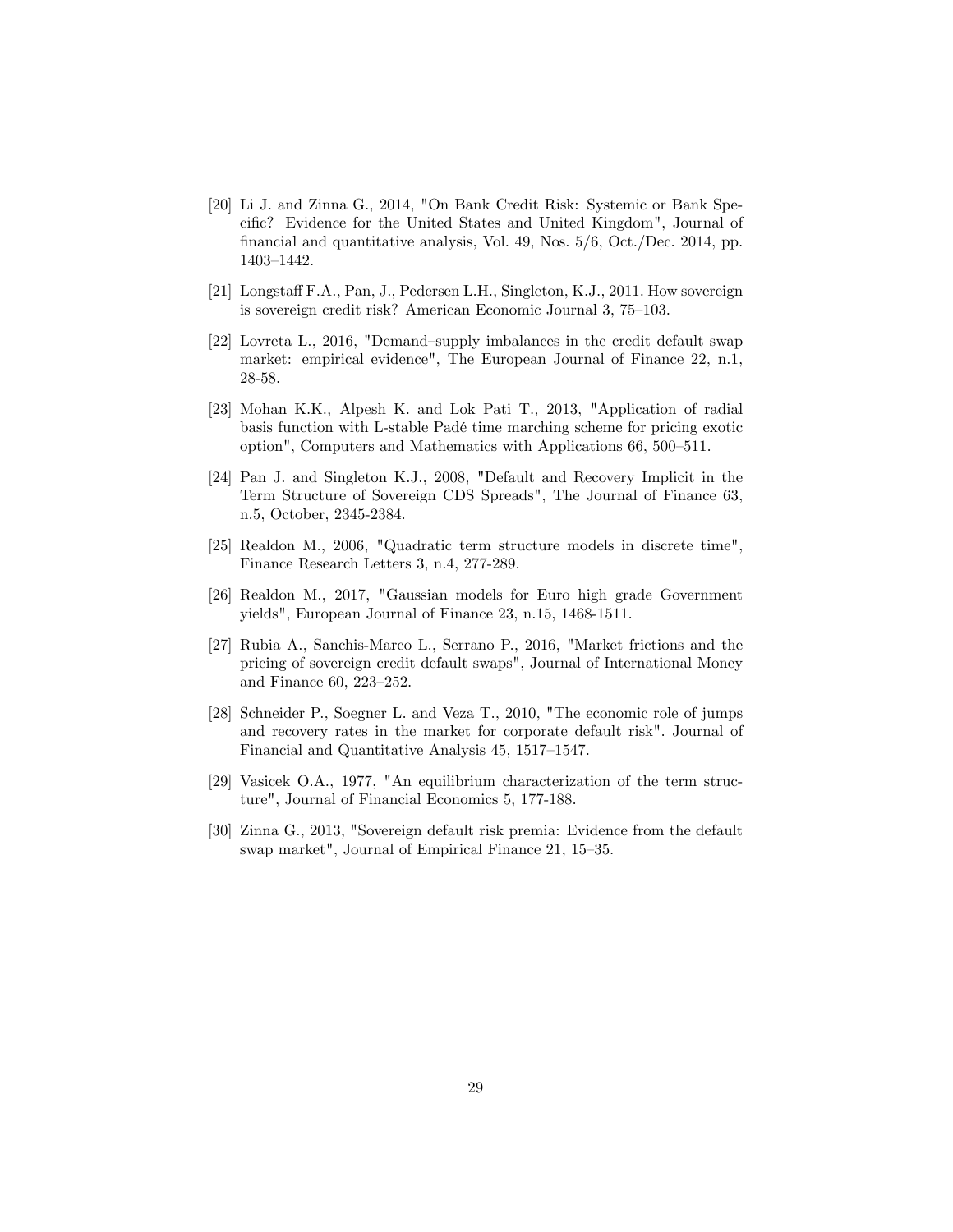[20] Li J. and Zinna G., 2014, "On Bank Credit Risk: Systemic or Bank Specific? Evidence for the United States and United Kingdom", Journal of financial and quantitative analysis, Vol. 49, Nos. 5/6, Oct./Dec. 2014, pp. 1403–1442.

[21] Longstaff F.A., Pan, J., Pedersen L.H., Singleton, K.J., 2011. How sovereign is sovereign credit risk? American Economic Journal 3, 75–103.

[22] Lovreta L., 2016, "Demand–supply imbalances in the credit default swap market: empirical evidence", The European Journal of Finance 22, n.1, 28-58.

[23] Mohan K.K., Alpesh K. and Lok Pati T., 2013, "Application of radial basis function with L-stable Padé time marching scheme for pricing exotic option", Computers and Mathematics with Applications 66, 500–511.

[24] Pan J. and Singleton K.J., 2008, "Default and Recovery Implicit in the Term Structure of Sovereign CDS Spreads", The Journal of Finance 63, n.5, October, 2345-2384.

[25] Realdon M., 2006, "Quadratic term structure models in discrete time", Finance Research Letters 3, n.4, 277-289.

[26] Realdon M., 2017, "Gaussian models for Euro high grade Government yields", European Journal of Finance 23, n.15, 1468-1511.

[27] Rubia A., Sanchis-Marco L., Serrano P., 2016, "Market frictions and the pricing of sovereign credit default swaps", Journal of International Money and Finance 60, 223–252.

[28] Schneider P., Soegner L. and Veza T., 2010, "The economic role of jumps and recovery rates in the market for corporate default risk". Journal of Financial and Quantitative Analysis 45, 1517–1547.

[29] Vasicek O.A., 1977, "An equilibrium characterization of the term structure", Journal of Financial Economics 5, 177-188.

[30] Zinna G., 2013, "Sovereign default risk premia: Evidence from the default swap market", Journal of Empirical Finance 21, 15–35.